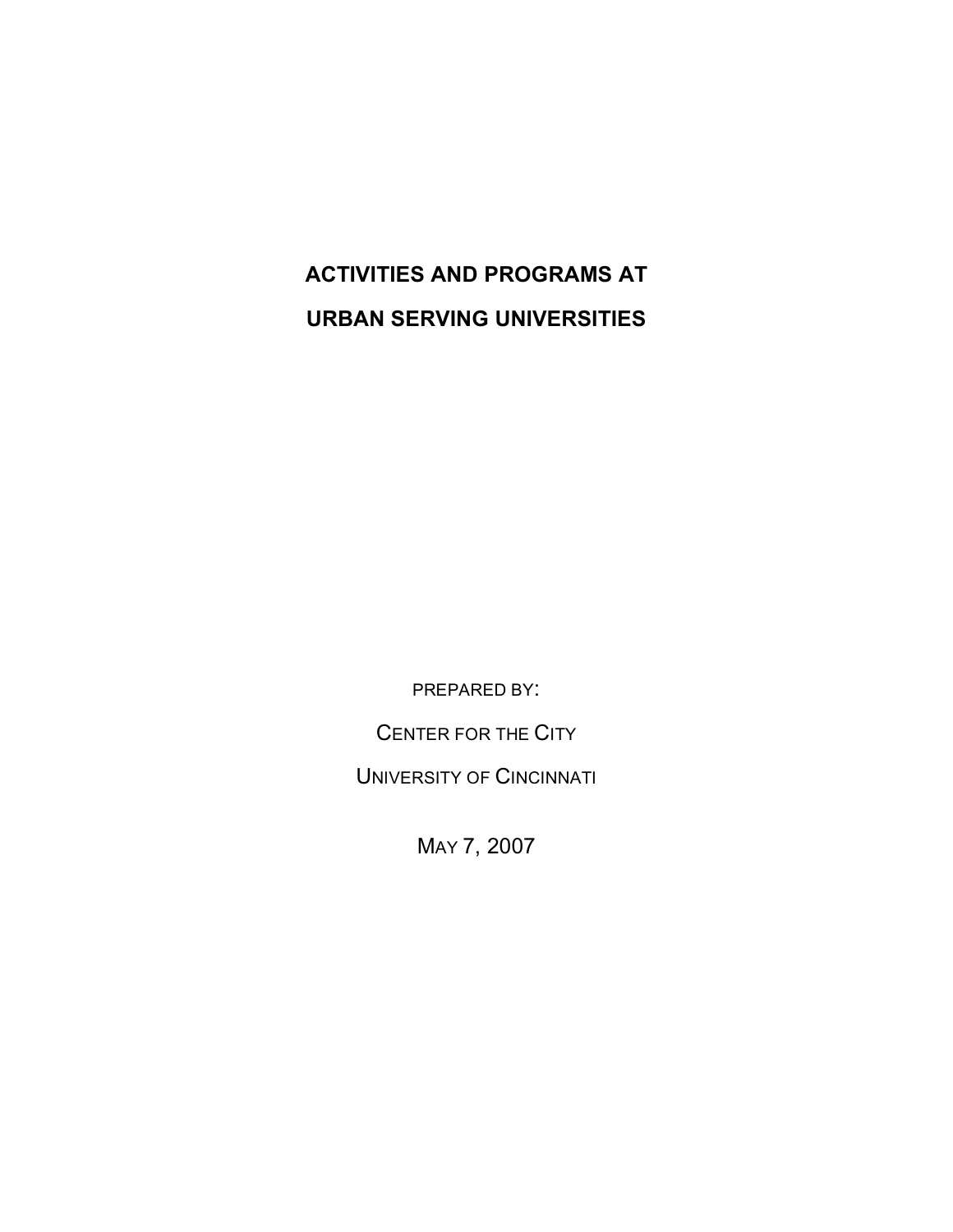# ACTIVITIES AND PROGRAMS AT URBAN SERVING UNIVERSITIES

PREPARED BY:

CENTER FOR THE CITY

UNIVERSITY OF CINCINNATI

MAY 7, 2007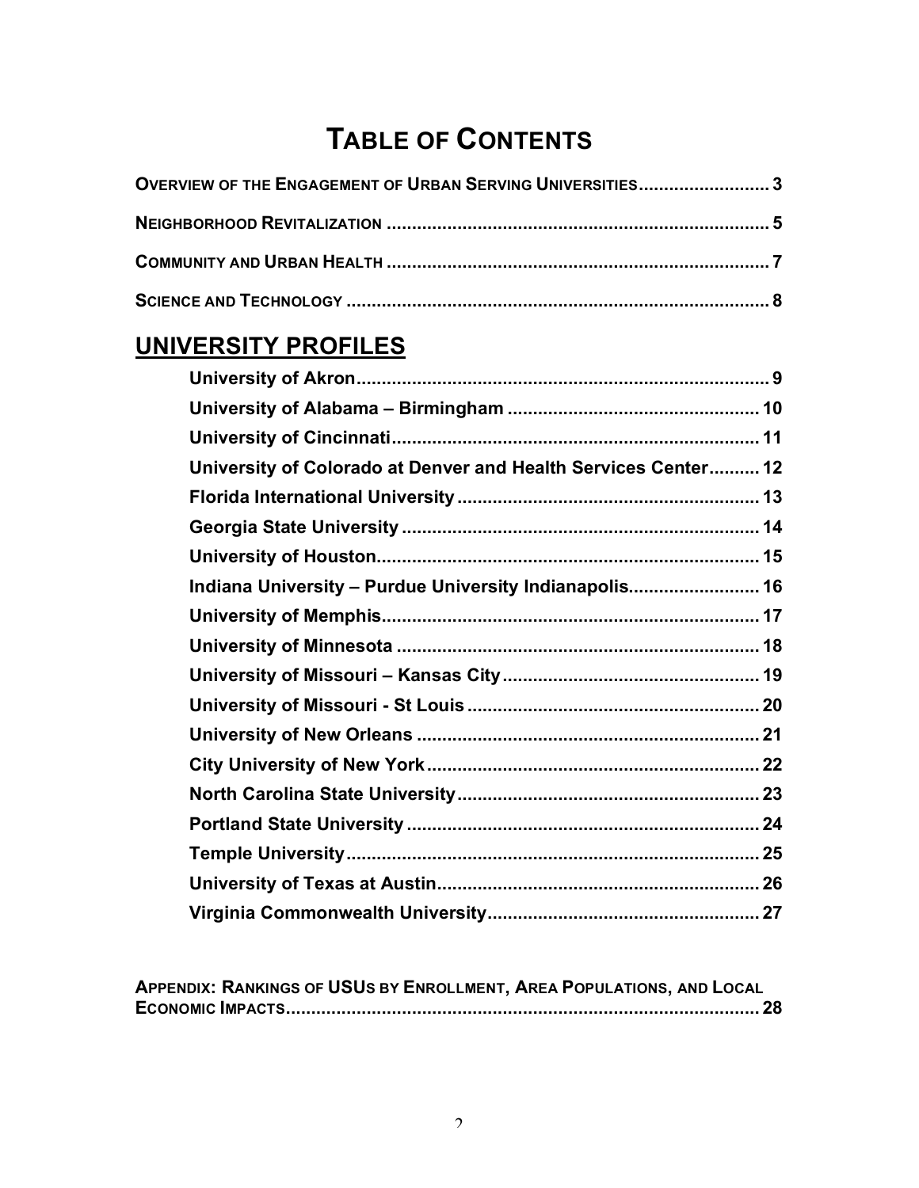# TABLE OF CONTENTS

**OVERVIEW OF THE ENGAGEMENT OF URBAN SERVING UNIVERSITIES** .......................... 3

**NEIGHBORHOOD REVITALIZATION** .......................................................................... 5

**COMMUNITY AND URBAN HEALTH** ........................................................................... 7

**SCIENCE AND TECHNOLOGY** .................................................................................. 8

## UNIVERSITY PROFILES

**University of Akron** ........................................................................... 9
**University of Alabama – Birmingham** ................................................ 10
**University of Cincinnati** ...................................................................... 11
**University of Colorado at Denver and Health Services Center** .......... 12
**Florida International University** .......................................................... 13
**Georgia State University** ..................................................................... 14
**University of Houston** ......................................................................... 15
**Indiana University – Purdue University Indianapolis** ......................... 16
**University of Memphis** ........................................................................ 17
**University of Minnesota** ...................................................................... 18
**University of Missouri – Kansas City** ................................................. 19
**University of Missouri - St Louis** ........................................................ 20
**University of New Orleans** .................................................................. 21
**City University of New York** ............................................................... 22
**North Carolina State University** .......................................................... 23
**Portland State University** .................................................................... 24
**Temple University** ............................................................................... 25
**University of Texas at Austin** ............................................................. 26
**Virginia Commonwealth University** ..................................................... 27

**APPENDIX: RANKINGS OF USUS BY ENROLLMENT, AREA POPULATIONS, AND LOCAL ECONOMIC IMPACTS** ............................................................................................ 28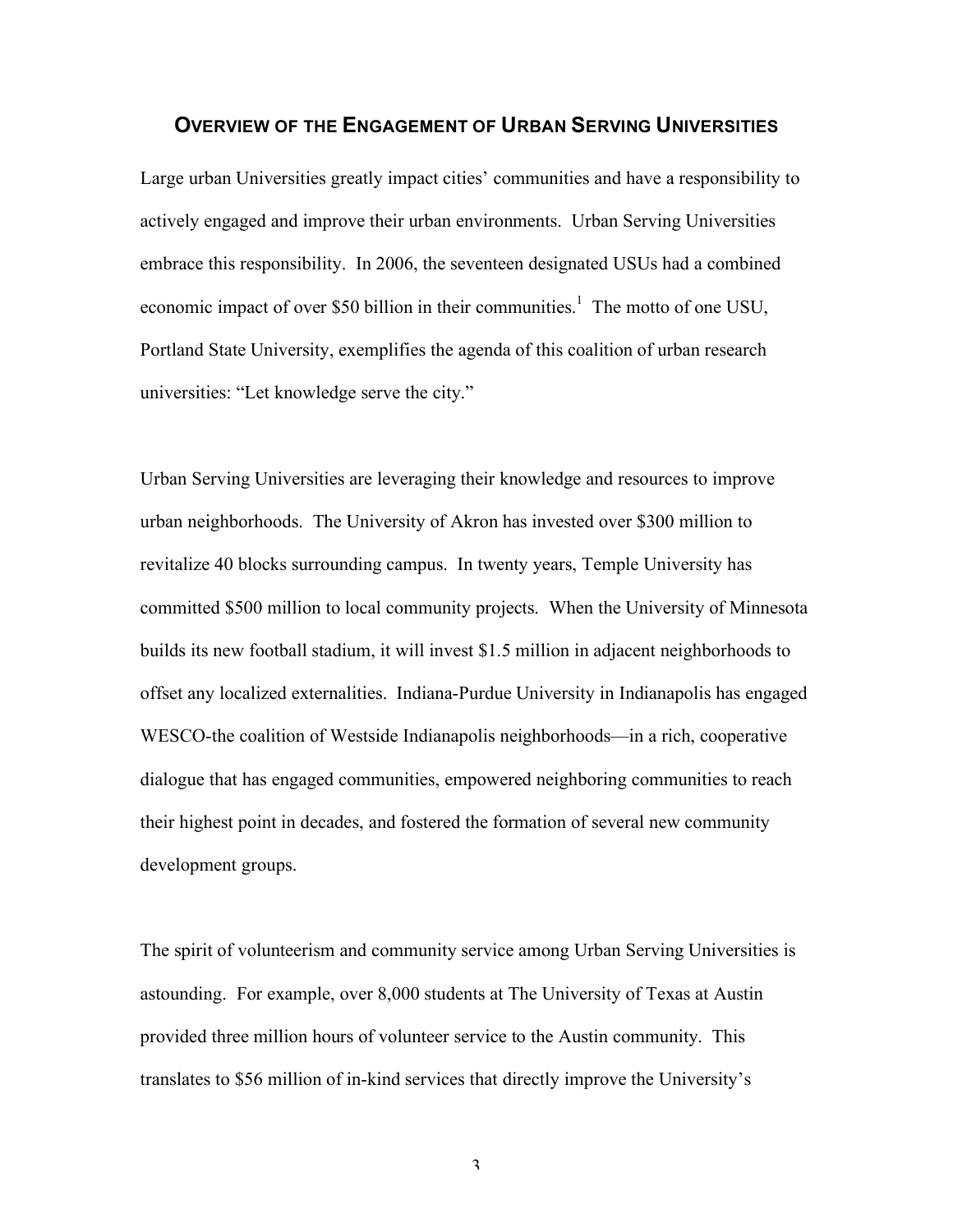## OVERVIEW OF THE ENGAGEMENT OF URBAN SERVING UNIVERSITIES

Large urban Universities greatly impact cities' communities and have a responsibility to actively engaged and improve their urban environments. Urban Serving Universities embrace this responsibility. In 2006, the seventeen designated USUs had a combined economic impact of over $50 billion in their communities.[1] The motto of one USU, Portland State University, exemplifies the agenda of this coalition of urban research universities: "Let knowledge serve the city."

Urban Serving Universities are leveraging their knowledge and resources to improve urban neighborhoods. The University of Akron has invested over $300 million to revitalize 40 blocks surrounding campus. In twenty years, Temple University has committed $500 million to local community projects. When the University of Minnesota builds its new football stadium, it will invest $1.5 million in adjacent neighborhoods to offset any localized externalities. Indiana-Purdue University in Indianapolis has engaged WESCO-the coalition of Westside Indianapolis neighborhoods—in a rich, cooperative dialogue that has engaged communities, empowered neighboring communities to reach their highest point in decades, and fostered the formation of several new community development groups.

The spirit of volunteerism and community service among Urban Serving Universities is astounding. For example, over 8,000 students at The University of Texas at Austin provided three million hours of volunteer service to the Austin community. This translates to $56 million of in-kind services that directly improve the University's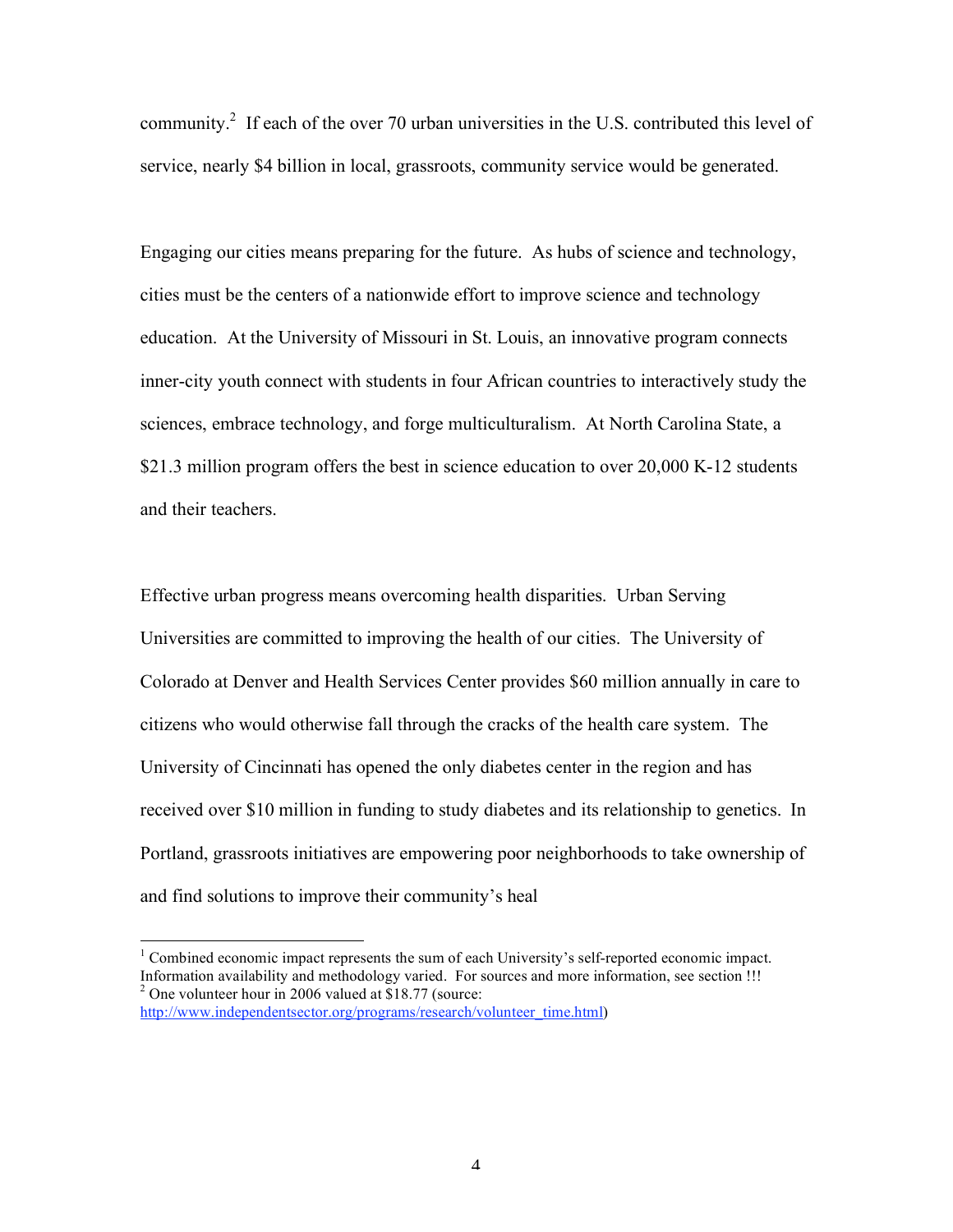community.[2] If each of the over 70 urban universities in the U.S. contributed this level of service, nearly $4 billion in local, grassroots, community service would be generated.

Engaging our cities means preparing for the future. As hubs of science and technology, cities must be the centers of a nationwide effort to improve science and technology education. At the University of Missouri in St. Louis, an innovative program connects inner-city youth connect with students in four African countries to interactively study the sciences, embrace technology, and forge multiculturalism. At North Carolina State, a $21.3 million program offers the best in science education to over 20,000 K-12 students and their teachers.

Effective urban progress means overcoming health disparities. Urban Serving Universities are committed to improving the health of our cities. The University of Colorado at Denver and Health Services Center provides $60 million annually in care to citizens who would otherwise fall through the cracks of the health care system. The University of Cincinnati has opened the only diabetes center in the region and has received over $10 million in funding to study diabetes and its relationship to genetics. In Portland, grassroots initiatives are empowering poor neighborhoods to take ownership of and find solutions to improve their community's heal

---

[1] Combined economic impact represents the sum of each University's self-reported economic impact. Information availability and methodology varied. For sources and more information, see section !!!

[2] One volunteer hour in 2006 valued at $18.77 (source: http://www.independentsector.org/programs/research/volunteer_time.html)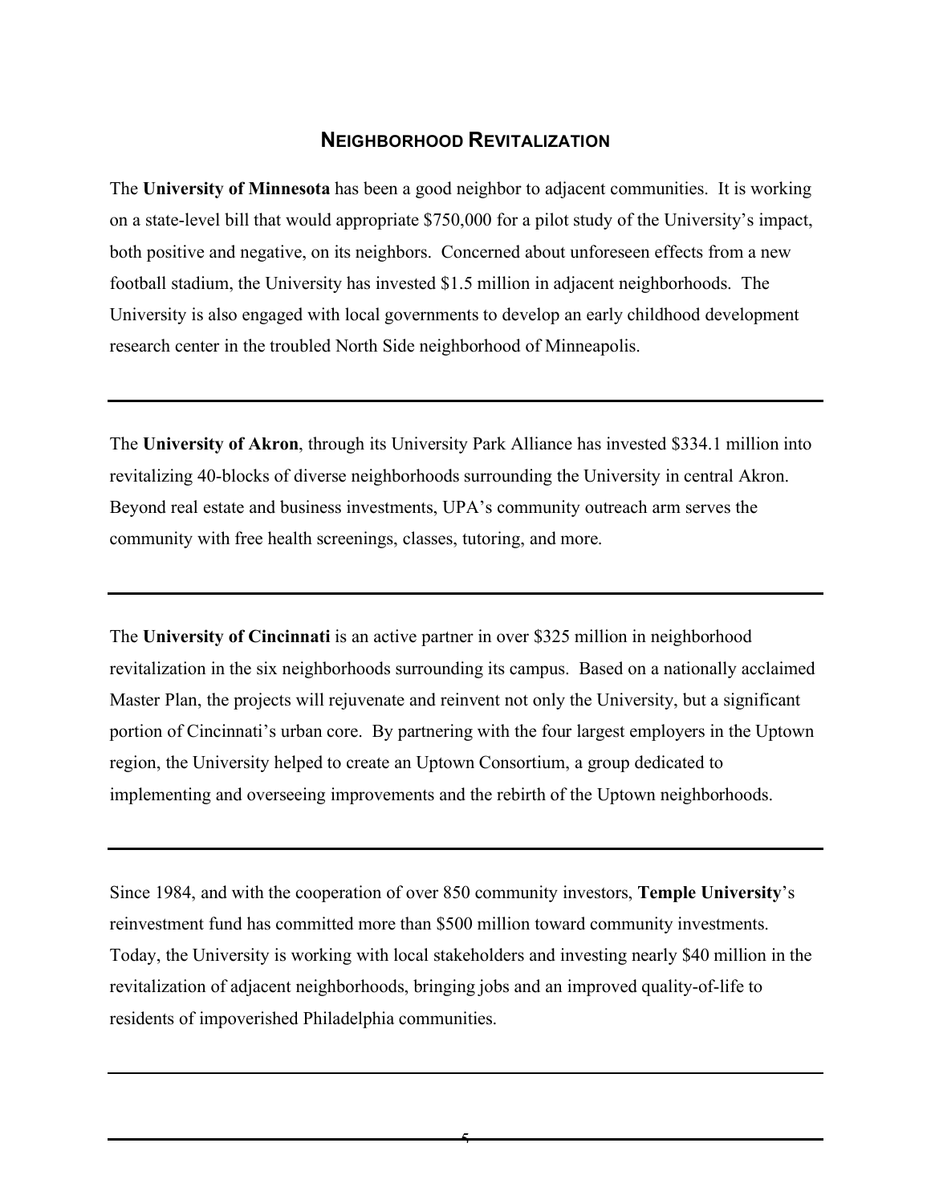## NEIGHBORHOOD REVITALIZATION

The **University of Minnesota** has been a good neighbor to adjacent communities. It is working on a state-level bill that would appropriate $750,000 for a pilot study of the University's impact, both positive and negative, on its neighbors. Concerned about unforeseen effects from a new football stadium, the University has invested $1.5 million in adjacent neighborhoods. The University is also engaged with local governments to develop an early childhood development research center in the troubled North Side neighborhood of Minneapolis.

---

The **University of Akron**, through its University Park Alliance has invested $334.1 million into revitalizing 40-blocks of diverse neighborhoods surrounding the University in central Akron. Beyond real estate and business investments, UPA's community outreach arm serves the community with free health screenings, classes, tutoring, and more.

---

The **University of Cincinnati** is an active partner in over $325 million in neighborhood revitalization in the six neighborhoods surrounding its campus. Based on a nationally acclaimed Master Plan, the projects will rejuvenate and reinvent not only the University, but a significant portion of Cincinnati's urban core. By partnering with the four largest employers in the Uptown region, the University helped to create an Uptown Consortium, a group dedicated to implementing and overseeing improvements and the rebirth of the Uptown neighborhoods.

---

Since 1984, and with the cooperation of over 850 community investors, **Temple University**'s reinvestment fund has committed more than $500 million toward community investments. Today, the University is working with local stakeholders and investing nearly $40 million in the revitalization of adjacent neighborhoods, bringing jobs and an improved quality-of-life to residents of impoverished Philadelphia communities.

---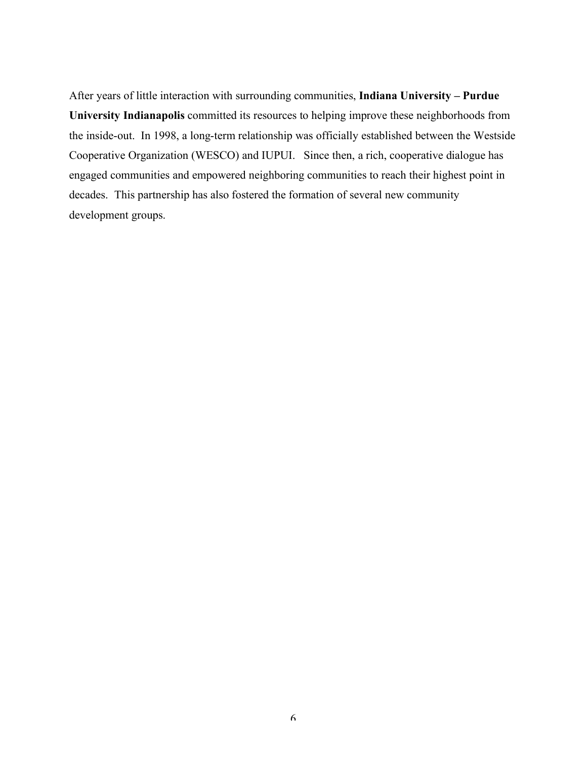After years of little interaction with surrounding communities, **Indiana University – Purdue University Indianapolis** committed its resources to helping improve these neighborhoods from the inside-out. In 1998, a long-term relationship was officially established between the Westside Cooperative Organization (WESCO) and IUPUI. Since then, a rich, cooperative dialogue has engaged communities and empowered neighboring communities to reach their highest point in decades. This partnership has also fostered the formation of several new community development groups.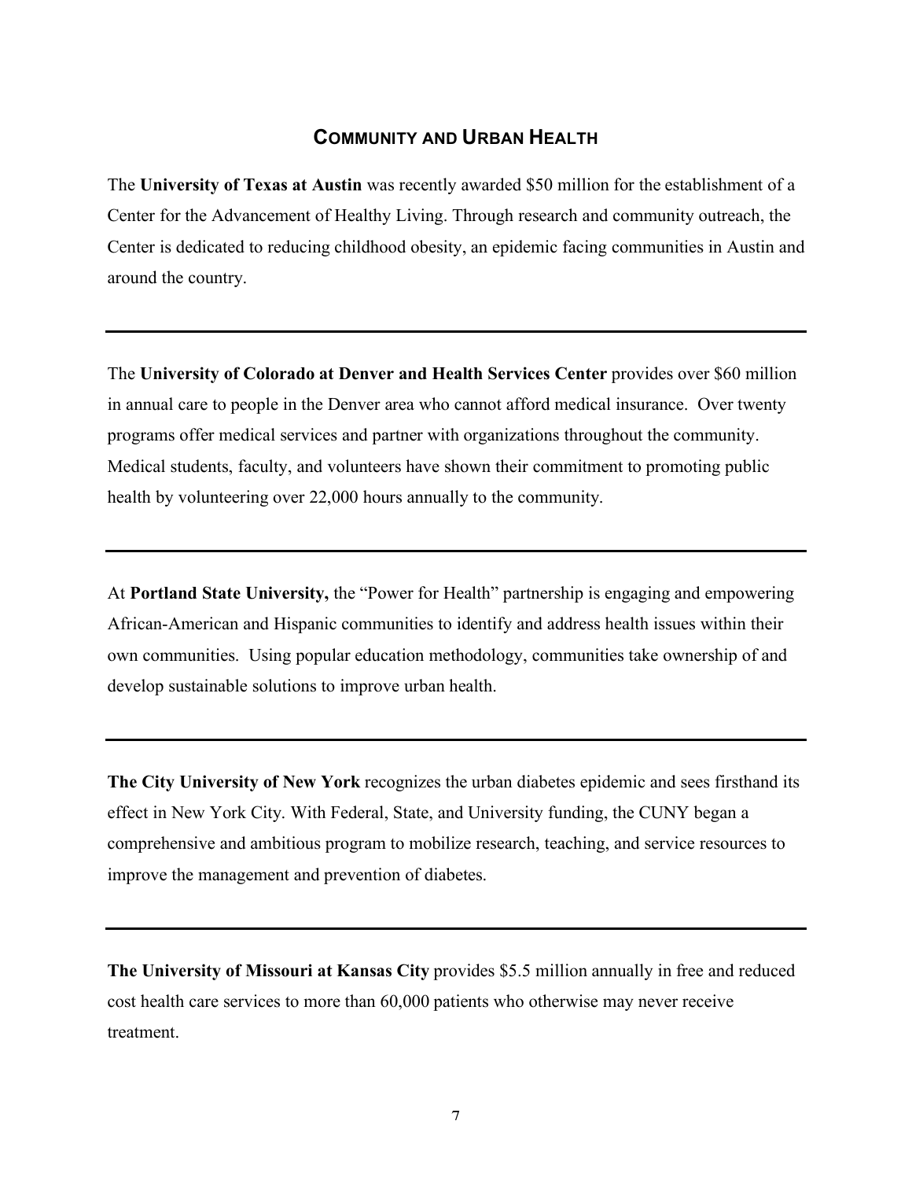## COMMUNITY AND URBAN HEALTH

The **University of Texas at Austin** was recently awarded $50 million for the establishment of a Center for the Advancement of Healthy Living. Through research and community outreach, the Center is dedicated to reducing childhood obesity, an epidemic facing communities in Austin and around the country.

---

The **University of Colorado at Denver and Health Services Center** provides over $60 million in annual care to people in the Denver area who cannot afford medical insurance. Over twenty programs offer medical services and partner with organizations throughout the community. Medical students, faculty, and volunteers have shown their commitment to promoting public health by volunteering over 22,000 hours annually to the community.

---

At **Portland State University,** the "Power for Health" partnership is engaging and empowering African-American and Hispanic communities to identify and address health issues within their own communities. Using popular education methodology, communities take ownership of and develop sustainable solutions to improve urban health.

---

**The City University of New York** recognizes the urban diabetes epidemic and sees firsthand its effect in New York City. With Federal, State, and University funding, the CUNY began a comprehensive and ambitious program to mobilize research, teaching, and service resources to improve the management and prevention of diabetes.

---

**The University of Missouri at Kansas City** provides $5.5 million annually in free and reduced cost health care services to more than 60,000 patients who otherwise may never receive treatment.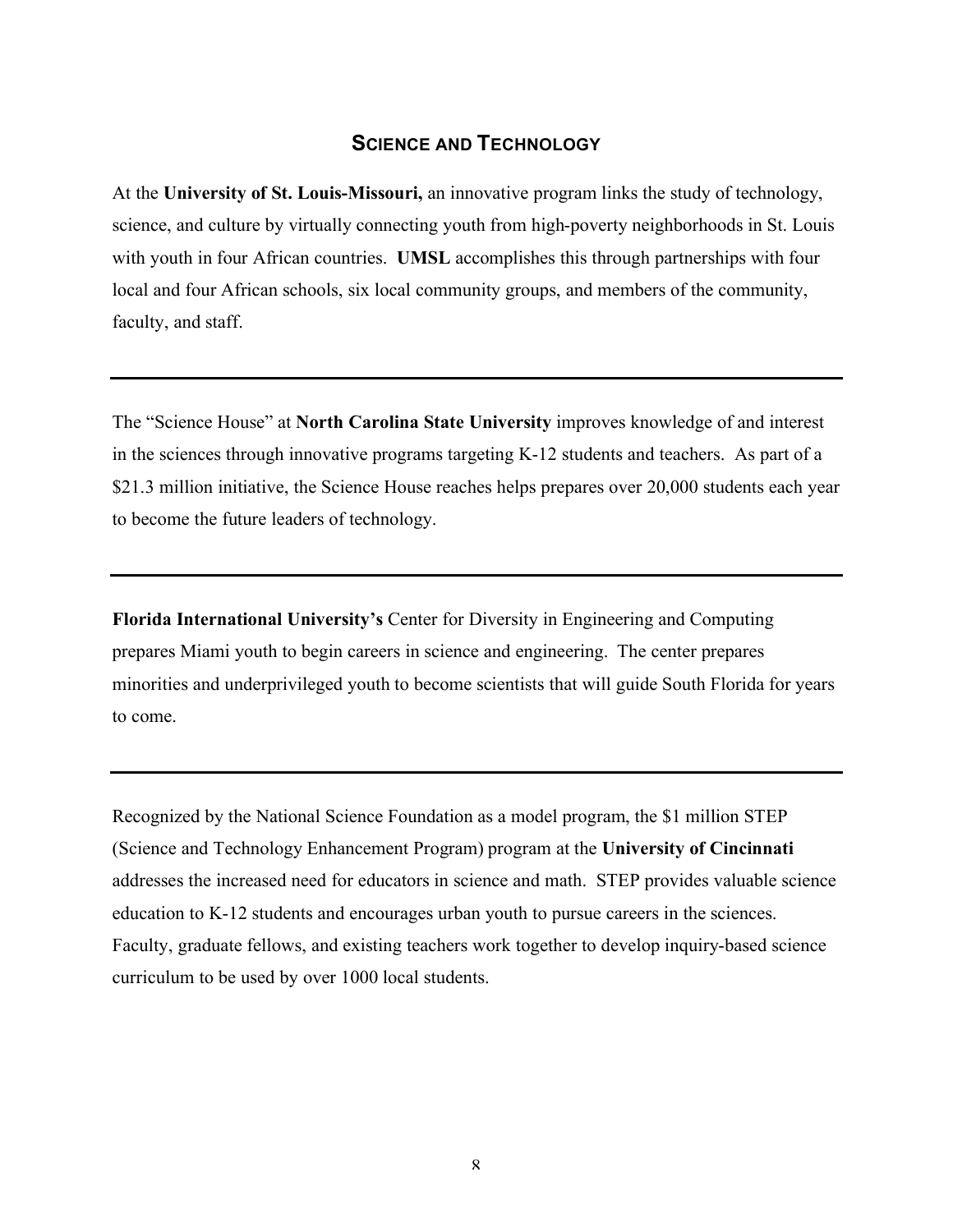## Science and Technology

At the **University of St. Louis-Missouri,** an innovative program links the study of technology, science, and culture by virtually connecting youth from high-poverty neighborhoods in St. Louis with youth in four African countries. **UMSL** accomplishes this through partnerships with four local and four African schools, six local community groups, and members of the community, faculty, and staff.

---

The "Science House" at **North Carolina State University** improves knowledge of and interest in the sciences through innovative programs targeting K-12 students and teachers. As part of a $21.3 million initiative, the Science House reaches helps prepares over 20,000 students each year to become the future leaders of technology.

---

**Florida International University's** Center for Diversity in Engineering and Computing prepares Miami youth to begin careers in science and engineering. The center prepares minorities and underprivileged youth to become scientists that will guide South Florida for years to come.

---

Recognized by the National Science Foundation as a model program, the $1 million STEP (Science and Technology Enhancement Program) program at the **University of Cincinnati** addresses the increased need for educators in science and math. STEP provides valuable science education to K-12 students and encourages urban youth to pursue careers in the sciences. Faculty, graduate fellows, and existing teachers work together to develop inquiry-based science curriculum to be used by over 1000 local students.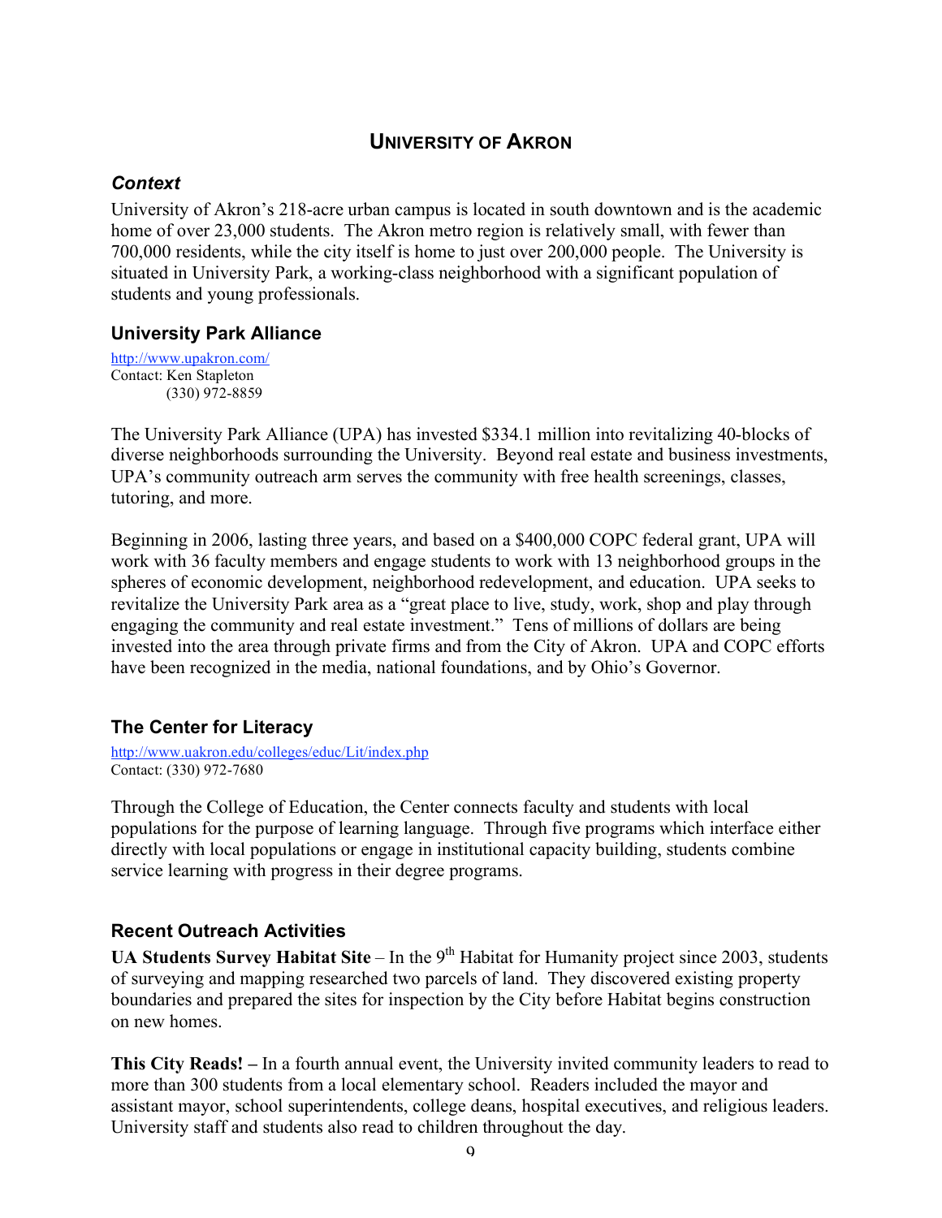# UNIVERSITY OF AKRON

### *Context*

University of Akron's 218-acre urban campus is located in south downtown and is the academic home of over 23,000 students. The Akron metro region is relatively small, with fewer than 700,000 residents, while the city itself is home to just over 200,000 people. The University is situated in University Park, a working-class neighborhood with a significant population of students and young professionals.

### University Park Alliance

http://www.upakron.com/
Contact: Ken Stapleton
(330) 972-8859

The University Park Alliance (UPA) has invested $334.1 million into revitalizing 40-blocks of diverse neighborhoods surrounding the University. Beyond real estate and business investments, UPA's community outreach arm serves the community with free health screenings, classes, tutoring, and more.

Beginning in 2006, lasting three years, and based on a $400,000 COPC federal grant, UPA will work with 36 faculty members and engage students to work with 13 neighborhood groups in the spheres of economic development, neighborhood redevelopment, and education. UPA seeks to revitalize the University Park area as a "great place to live, study, work, shop and play through engaging the community and real estate investment." Tens of millions of dollars are being invested into the area through private firms and from the City of Akron. UPA and COPC efforts have been recognized in the media, national foundations, and by Ohio's Governor.

### The Center for Literacy

http://www.uakron.edu/colleges/educ/Lit/index.php
Contact: (330) 972-7680

Through the College of Education, the Center connects faculty and students with local populations for the purpose of learning language. Through five programs which interface either directly with local populations or engage in institutional capacity building, students combine service learning with progress in their degree programs.

### Recent Outreach Activities

**UA Students Survey Habitat Site** – In the 9th Habitat for Humanity project since 2003, students of surveying and mapping researched two parcels of land. They discovered existing property boundaries and prepared the sites for inspection by the City before Habitat begins construction on new homes.

**This City Reads! –** In a fourth annual event, the University invited community leaders to read to more than 300 students from a local elementary school. Readers included the mayor and assistant mayor, school superintendents, college deans, hospital executives, and religious leaders. University staff and students also read to children throughout the day.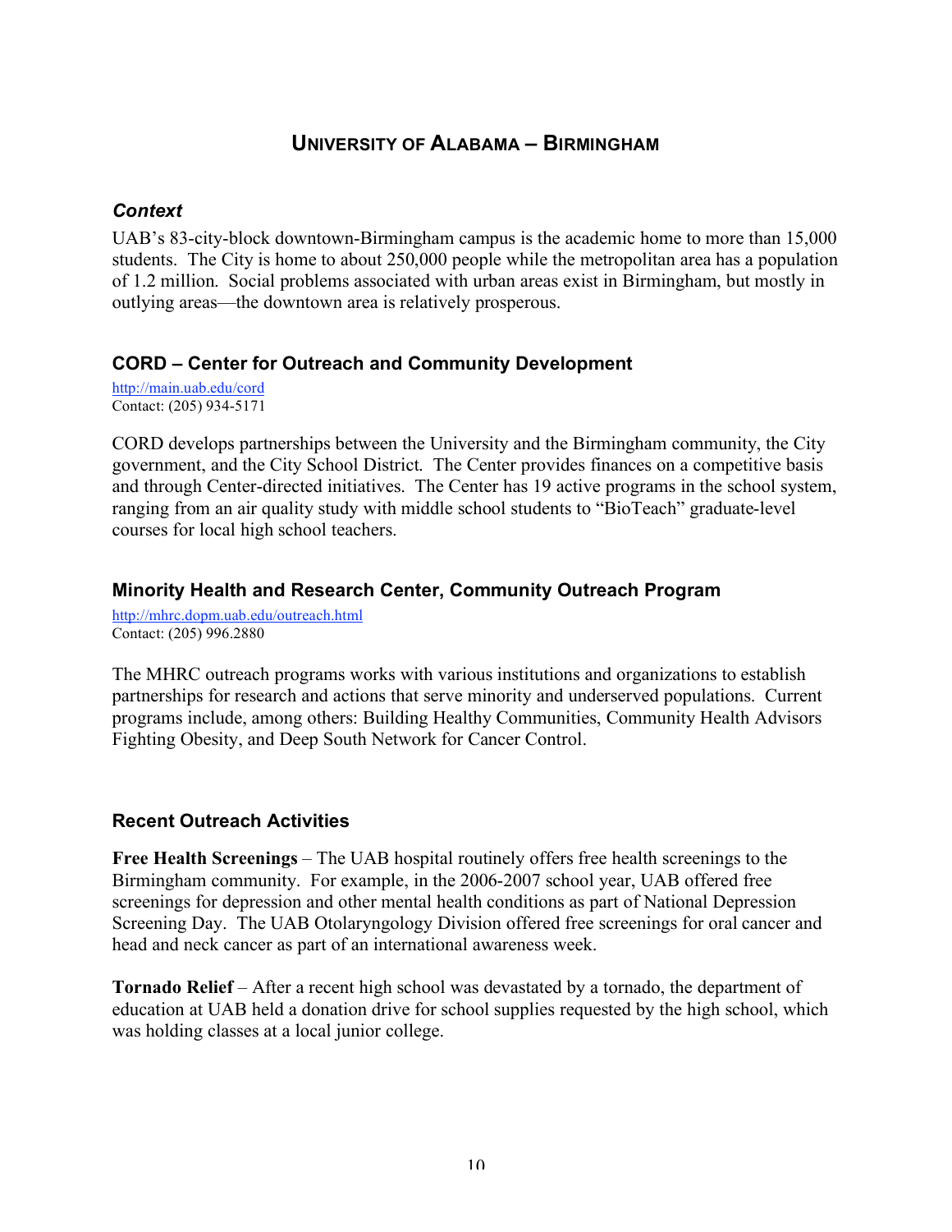# University of Alabama – Birmingham

### *Context*

UAB's 83-city-block downtown-Birmingham campus is the academic home to more than 15,000 students. The City is home to about 250,000 people while the metropolitan area has a population of 1.2 million. Social problems associated with urban areas exist in Birmingham, but mostly in outlying areas—the downtown area is relatively prosperous.

### CORD – Center for Outreach and Community Development

http://main.uab.edu/cord
Contact: (205) 934-5171

CORD develops partnerships between the University and the Birmingham community, the City government, and the City School District. The Center provides finances on a competitive basis and through Center-directed initiatives. The Center has 19 active programs in the school system, ranging from an air quality study with middle school students to "BioTeach" graduate-level courses for local high school teachers.

### Minority Health and Research Center, Community Outreach Program

http://mhrc.dopm.uab.edu/outreach.html
Contact: (205) 996.2880

The MHRC outreach programs works with various institutions and organizations to establish partnerships for research and actions that serve minority and underserved populations. Current programs include, among others: Building Healthy Communities, Community Health Advisors Fighting Obesity, and Deep South Network for Cancer Control.

### Recent Outreach Activities

**Free Health Screenings** – The UAB hospital routinely offers free health screenings to the Birmingham community. For example, in the 2006-2007 school year, UAB offered free screenings for depression and other mental health conditions as part of National Depression Screening Day. The UAB Otolaryngology Division offered free screenings for oral cancer and head and neck cancer as part of an international awareness week.

**Tornado Relief** – After a recent high school was devastated by a tornado, the department of education at UAB held a donation drive for school supplies requested by the high school, which was holding classes at a local junior college.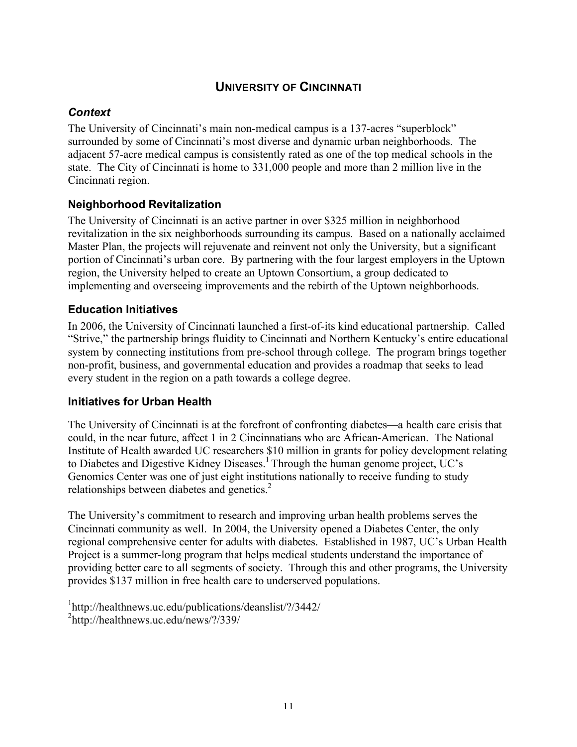# UNIVERSITY OF CINCINNATI

## *Context*

The University of Cincinnati's main non-medical campus is a 137-acres "superblock" surrounded by some of Cincinnati's most diverse and dynamic urban neighborhoods. The adjacent 57-acre medical campus is consistently rated as one of the top medical schools in the state. The City of Cincinnati is home to 331,000 people and more than 2 million live in the Cincinnati region.

## Neighborhood Revitalization

The University of Cincinnati is an active partner in over $325 million in neighborhood revitalization in the six neighborhoods surrounding its campus. Based on a nationally acclaimed Master Plan, the projects will rejuvenate and reinvent not only the University, but a significant portion of Cincinnati's urban core. By partnering with the four largest employers in the Uptown region, the University helped to create an Uptown Consortium, a group dedicated to implementing and overseeing improvements and the rebirth of the Uptown neighborhoods.

## Education Initiatives

In 2006, the University of Cincinnati launched a first-of-its kind educational partnership. Called "Strive," the partnership brings fluidity to Cincinnati and Northern Kentucky's entire educational system by connecting institutions from pre-school through college. The program brings together non-profit, business, and governmental education and provides a roadmap that seeks to lead every student in the region on a path towards a college degree.

## Initiatives for Urban Health

The University of Cincinnati is at the forefront of confronting diabetes—a health care crisis that could, in the near future, affect 1 in 2 Cincinnatians who are African-American. The National Institute of Health awarded UC researchers $10 million in grants for policy development relating to Diabetes and Digestive Kidney Diseases.[1] Through the human genome project, UC's Genomics Center was one of just eight institutions nationally to receive funding to study relationships between diabetes and genetics.[2]

The University's commitment to research and improving urban health problems serves the Cincinnati community as well. In 2004, the University opened a Diabetes Center, the only regional comprehensive center for adults with diabetes. Established in 1987, UC's Urban Health Project is a summer-long program that helps medical students understand the importance of providing better care to all segments of society. Through this and other programs, the University provides $137 million in free health care to underserved populations.

[1] http://healthnews.uc.edu/publications/deanslist/?/3442/
[2] http://healthnews.uc.edu/news/?/339/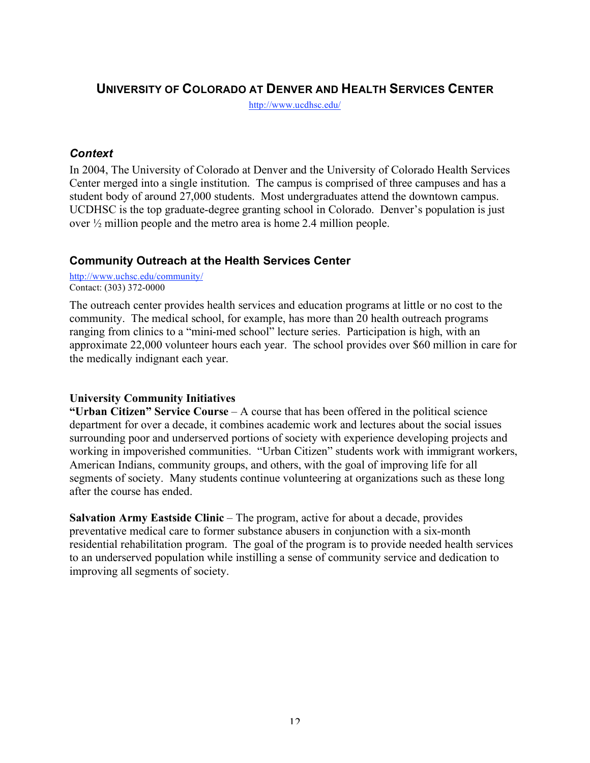## UNIVERSITY OF COLORADO AT DENVER AND HEALTH SERVICES CENTER

http://www.ucdhsc.edu/

### *Context*

In 2004, The University of Colorado at Denver and the University of Colorado Health Services Center merged into a single institution. The campus is comprised of three campuses and has a student body of around 27,000 students. Most undergraduates attend the downtown campus. UCDHSC is the top graduate-degree granting school in Colorado. Denver's population is just over ½ million people and the metro area is home 2.4 million people.

### Community Outreach at the Health Services Center

http://www.uchsc.edu/community/
Contact: (303) 372-0000

The outreach center provides health services and education programs at little or no cost to the community. The medical school, for example, has more than 20 health outreach programs ranging from clinics to a "mini-med school" lecture series. Participation is high, with an approximate 22,000 volunteer hours each year. The school provides over $60 million in care for the medically indignant each year.

**University Community Initiatives**

**"Urban Citizen" Service Course** – A course that has been offered in the political science department for over a decade, it combines academic work and lectures about the social issues surrounding poor and underserved portions of society with experience developing projects and working in impoverished communities. "Urban Citizen" students work with immigrant workers, American Indians, community groups, and others, with the goal of improving life for all segments of society. Many students continue volunteering at organizations such as these long after the course has ended.

**Salvation Army Eastside Clinic** – The program, active for about a decade, provides preventative medical care to former substance abusers in conjunction with a six-month residential rehabilitation program. The goal of the program is to provide needed health services to an underserved population while instilling a sense of community service and dedication to improving all segments of society.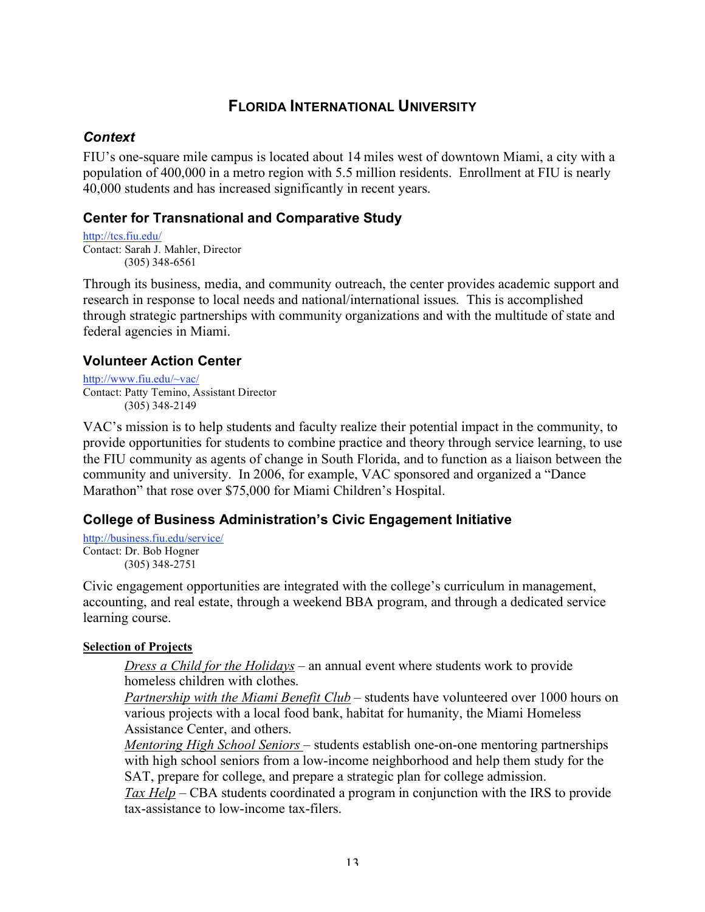## FLORIDA INTERNATIONAL UNIVERSITY

### *Context*

FIU's one-square mile campus is located about 14 miles west of downtown Miami, a city with a population of 400,000 in a metro region with 5.5 million residents. Enrollment at FIU is nearly 40,000 students and has increased significantly in recent years.

### Center for Transnational and Comparative Study

http://tcs.fiu.edu/
Contact: Sarah J. Mahler, Director
(305) 348-6561

Through its business, media, and community outreach, the center provides academic support and research in response to local needs and national/international issues. This is accomplished through strategic partnerships with community organizations and with the multitude of state and federal agencies in Miami.

### Volunteer Action Center

http://www.fiu.edu/~vac/
Contact: Patty Temino, Assistant Director
(305) 348-2149

VAC's mission is to help students and faculty realize their potential impact in the community, to provide opportunities for students to combine practice and theory through service learning, to use the FIU community as agents of change in South Florida, and to function as a liaison between the community and university. In 2006, for example, VAC sponsored and organized a "Dance Marathon" that rose over $75,000 for Miami Children's Hospital.

### College of Business Administration's Civic Engagement Initiative

http://business.fiu.edu/service/
Contact: Dr. Bob Hogner
(305) 348-2751

Civic engagement opportunities are integrated with the college's curriculum in management, accounting, and real estate, through a weekend BBA program, and through a dedicated service learning course.

**Selection of Projects**

*Dress a Child for the Holidays* – an annual event where students work to provide homeless children with clothes.

*Partnership with the Miami Benefit Club* – students have volunteered over 1000 hours on various projects with a local food bank, habitat for humanity, the Miami Homeless Assistance Center, and others.

*Mentoring High School Seniors* – students establish one-on-one mentoring partnerships with high school seniors from a low-income neighborhood and help them study for the SAT, prepare for college, and prepare a strategic plan for college admission.

*Tax Help* – CBA students coordinated a program in conjunction with the IRS to provide tax-assistance to low-income tax-filers.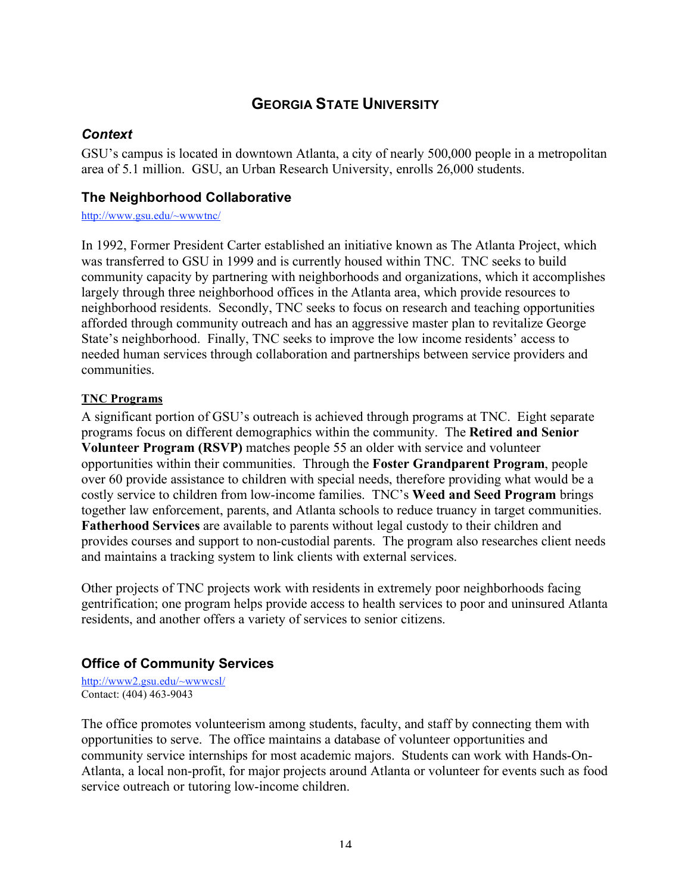## GEORGIA STATE UNIVERSITY

### *Context*

GSU's campus is located in downtown Atlanta, a city of nearly 500,000 people in a metropolitan area of 5.1 million. GSU, an Urban Research University, enrolls 26,000 students.

### The Neighborhood Collaborative

http://www.gsu.edu/~wwwtnc/

In 1992, Former President Carter established an initiative known as The Atlanta Project, which was transferred to GSU in 1999 and is currently housed within TNC. TNC seeks to build community capacity by partnering with neighborhoods and organizations, which it accomplishes largely through three neighborhood offices in the Atlanta area, which provide resources to neighborhood residents. Secondly, TNC seeks to focus on research and teaching opportunities afforded through community outreach and has an aggressive master plan to revitalize George State's neighborhood. Finally, TNC seeks to improve the low income residents' access to needed human services through collaboration and partnerships between service providers and communities.

#### TNC Programs

A significant portion of GSU's outreach is achieved through programs at TNC. Eight separate programs focus on different demographics within the community. The **Retired and Senior Volunteer Program (RSVP)** matches people 55 an older with service and volunteer opportunities within their communities. Through the **Foster Grandparent Program**, people over 60 provide assistance to children with special needs, therefore providing what would be a costly service to children from low-income families. TNC's **Weed and Seed Program** brings together law enforcement, parents, and Atlanta schools to reduce truancy in target communities. **Fatherhood Services** are available to parents without legal custody to their children and provides courses and support to non-custodial parents. The program also researches client needs and maintains a tracking system to link clients with external services.

Other projects of TNC projects work with residents in extremely poor neighborhoods facing gentrification; one program helps provide access to health services to poor and uninsured Atlanta residents, and another offers a variety of services to senior citizens.

### Office of Community Services

http://www2.gsu.edu/~wwwcsl/
Contact: (404) 463-9043

The office promotes volunteerism among students, faculty, and staff by connecting them with opportunities to serve. The office maintains a database of volunteer opportunities and community service internships for most academic majors. Students can work with Hands-On-Atlanta, a local non-profit, for major projects around Atlanta or volunteer for events such as food service outreach or tutoring low-income children.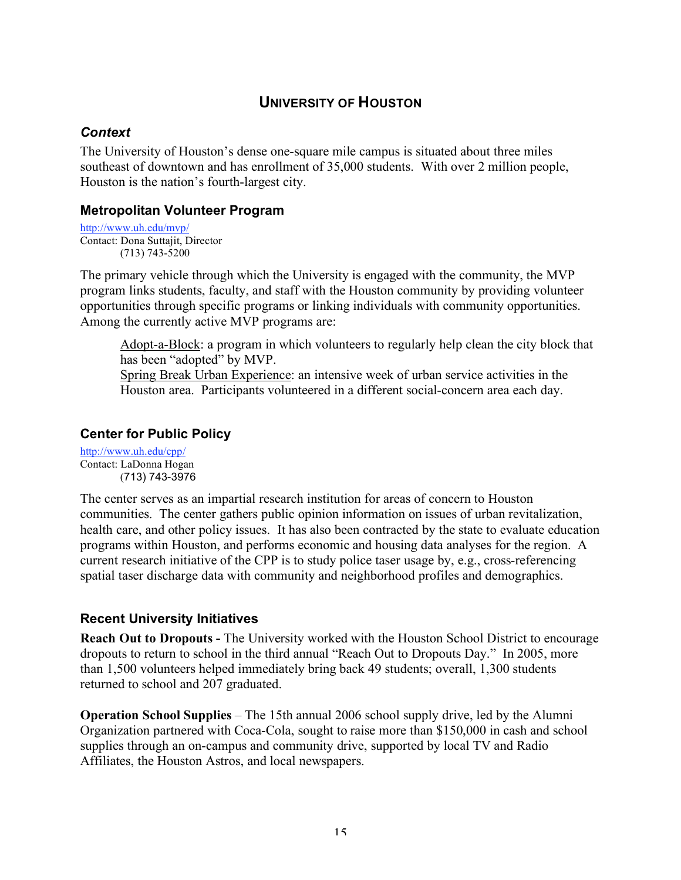# University of Houston

### *Context*

The University of Houston's dense one-square mile campus is situated about three miles southeast of downtown and has enrollment of 35,000 students. With over 2 million people, Houston is the nation's fourth-largest city.

### Metropolitan Volunteer Program

http://www.uh.edu/mvp/
Contact: Dona Suttajit, Director
(713) 743-5200

The primary vehicle through which the University is engaged with the community, the MVP program links students, faculty, and staff with the Houston community by providing volunteer opportunities through specific programs or linking individuals with community opportunities. Among the currently active MVP programs are:

> Adopt-a-Block: a program in which volunteers to regularly help clean the city block that has been "adopted" by MVP.
> Spring Break Urban Experience: an intensive week of urban service activities in the Houston area. Participants volunteered in a different social-concern area each day.

### Center for Public Policy

http://www.uh.edu/cpp/
Contact: LaDonna Hogan
(713) 743-3976

The center serves as an impartial research institution for areas of concern to Houston communities. The center gathers public opinion information on issues of urban revitalization, health care, and other policy issues. It has also been contracted by the state to evaluate education programs within Houston, and performs economic and housing data analyses for the region. A current research initiative of the CPP is to study police taser usage by, e.g., cross-referencing spatial taser discharge data with community and neighborhood profiles and demographics.

### Recent University Initiatives

**Reach Out to Dropouts -** The University worked with the Houston School District to encourage dropouts to return to school in the third annual "Reach Out to Dropouts Day." In 2005, more than 1,500 volunteers helped immediately bring back 49 students; overall, 1,300 students returned to school and 207 graduated.

**Operation School Supplies** – The 15th annual 2006 school supply drive, led by the Alumni Organization partnered with Coca-Cola, sought to raise more than $150,000 in cash and school supplies through an on-campus and community drive, supported by local TV and Radio Affiliates, the Houston Astros, and local newspapers.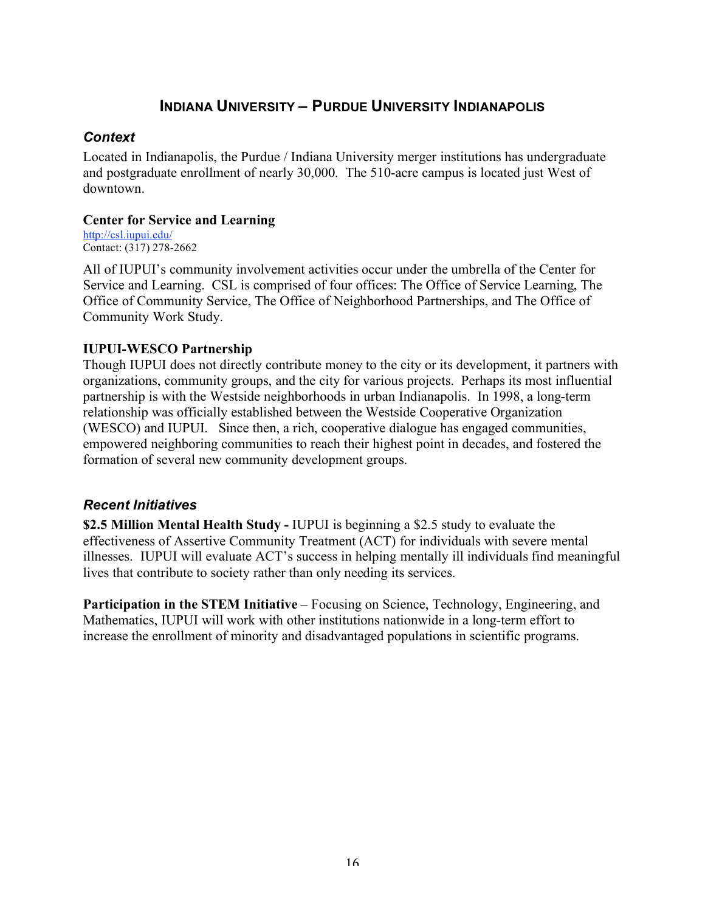## INDIANA UNIVERSITY – PURDUE UNIVERSITY INDIANAPOLIS

### *Context*

Located in Indianapolis, the Purdue / Indiana University merger institutions has undergraduate and postgraduate enrollment of nearly 30,000. The 510-acre campus is located just West of downtown.

**Center for Service and Learning**

http://csl.iupui.edu/
Contact: (317) 278-2662

All of IUPUI's community involvement activities occur under the umbrella of the Center for Service and Learning. CSL is comprised of four offices: The Office of Service Learning, The Office of Community Service, The Office of Neighborhood Partnerships, and The Office of Community Work Study.

**IUPUI-WESCO Partnership**

Though IUPUI does not directly contribute money to the city or its development, it partners with organizations, community groups, and the city for various projects. Perhaps its most influential partnership is with the Westside neighborhoods in urban Indianapolis. In 1998, a long-term relationship was officially established between the Westside Cooperative Organization (WESCO) and IUPUI. Since then, a rich, cooperative dialogue has engaged communities, empowered neighboring communities to reach their highest point in decades, and fostered the formation of several new community development groups.

### *Recent Initiatives*

**$2.5 Million Mental Health Study -** IUPUI is beginning a $2.5 study to evaluate the effectiveness of Assertive Community Treatment (ACT) for individuals with severe mental illnesses. IUPUI will evaluate ACT's success in helping mentally ill individuals find meaningful lives that contribute to society rather than only needing its services.

**Participation in the STEM Initiative** – Focusing on Science, Technology, Engineering, and Mathematics, IUPUI will work with other institutions nationwide in a long-term effort to increase the enrollment of minority and disadvantaged populations in scientific programs.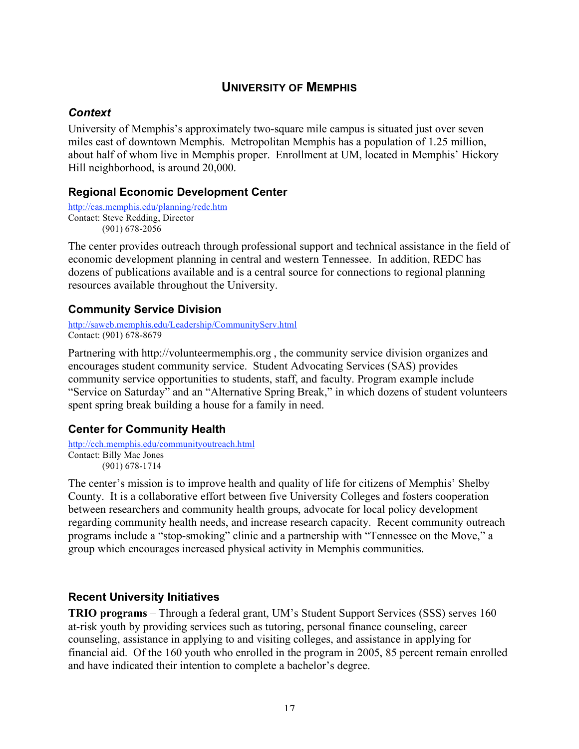## University of Memphis

### *Context*

University of Memphis's approximately two-square mile campus is situated just over seven miles east of downtown Memphis. Metropolitan Memphis has a population of 1.25 million, about half of whom live in Memphis proper. Enrollment at UM, located in Memphis' Hickory Hill neighborhood, is around 20,000.

### Regional Economic Development Center

http://cas.memphis.edu/planning/redc.htm
Contact: Steve Redding, Director
(901) 678-2056

The center provides outreach through professional support and technical assistance in the field of economic development planning in central and western Tennessee. In addition, REDC has dozens of publications available and is a central source for connections to regional planning resources available throughout the University.

### Community Service Division

http://saweb.memphis.edu/Leadership/CommunityServ.html
Contact: (901) 678-8679

Partnering with http://volunteermemphis.org , the community service division organizes and encourages student community service. Student Advocating Services (SAS) provides community service opportunities to students, staff, and faculty. Program example include "Service on Saturday" and an "Alternative Spring Break," in which dozens of student volunteers spent spring break building a house for a family in need.

### Center for Community Health

http://cch.memphis.edu/communityoutreach.html
Contact: Billy Mac Jones
(901) 678-1714

The center's mission is to improve health and quality of life for citizens of Memphis' Shelby County. It is a collaborative effort between five University Colleges and fosters cooperation between researchers and community health groups, advocate for local policy development regarding community health needs, and increase research capacity. Recent community outreach programs include a "stop-smoking" clinic and a partnership with "Tennessee on the Move," a group which encourages increased physical activity in Memphis communities.

### Recent University Initiatives

**TRIO programs** – Through a federal grant, UM's Student Support Services (SSS) serves 160 at-risk youth by providing services such as tutoring, personal finance counseling, career counseling, assistance in applying to and visiting colleges, and assistance in applying for financial aid. Of the 160 youth who enrolled in the program in 2005, 85 percent remain enrolled and have indicated their intention to complete a bachelor's degree.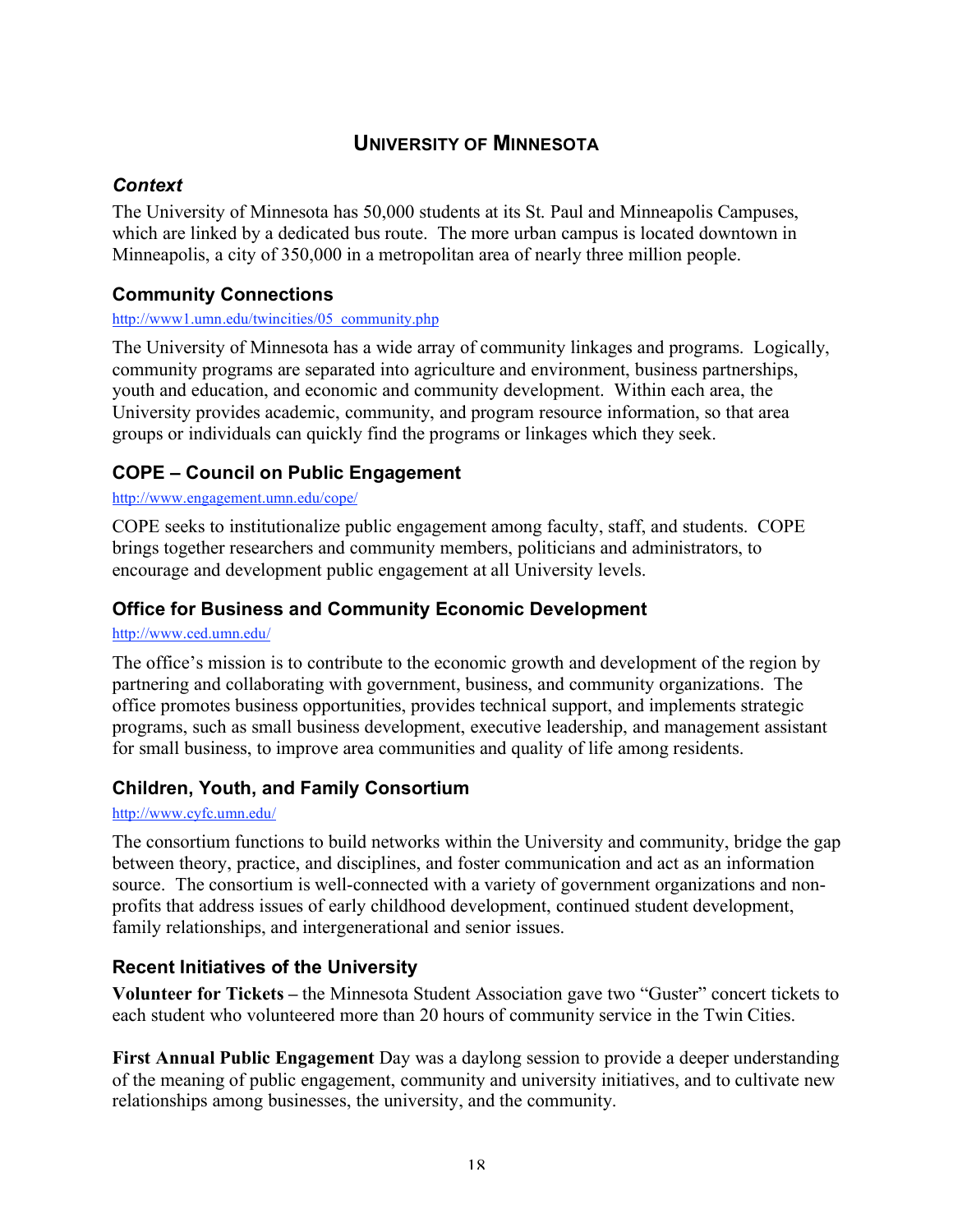## UNIVERSITY OF MINNESOTA

### *Context*

The University of Minnesota has 50,000 students at its St. Paul and Minneapolis Campuses, which are linked by a dedicated bus route. The more urban campus is located downtown in Minneapolis, a city of 350,000 in a metropolitan area of nearly three million people.

### Community Connections

http://www1.umn.edu/twincities/05_community.php

The University of Minnesota has a wide array of community linkages and programs. Logically, community programs are separated into agriculture and environment, business partnerships, youth and education, and economic and community development. Within each area, the University provides academic, community, and program resource information, so that area groups or individuals can quickly find the programs or linkages which they seek.

### COPE – Council on Public Engagement

http://www.engagement.umn.edu/cope/

COPE seeks to institutionalize public engagement among faculty, staff, and students. COPE brings together researchers and community members, politicians and administrators, to encourage and development public engagement at all University levels.

### Office for Business and Community Economic Development

http://www.ced.umn.edu/

The office's mission is to contribute to the economic growth and development of the region by partnering and collaborating with government, business, and community organizations. The office promotes business opportunities, provides technical support, and implements strategic programs, such as small business development, executive leadership, and management assistant for small business, to improve area communities and quality of life among residents.

### Children, Youth, and Family Consortium

http://www.cyfc.umn.edu/

The consortium functions to build networks within the University and community, bridge the gap between theory, practice, and disciplines, and foster communication and act as an information source. The consortium is well-connected with a variety of government organizations and non-profits that address issues of early childhood development, continued student development, family relationships, and intergenerational and senior issues.

### Recent Initiatives of the University

**Volunteer for Tickets –** the Minnesota Student Association gave two "Guster" concert tickets to each student who volunteered more than 20 hours of community service in the Twin Cities.

**First Annual Public Engagement** Day was a daylong session to provide a deeper understanding of the meaning of public engagement, community and university initiatives, and to cultivate new relationships among businesses, the university, and the community.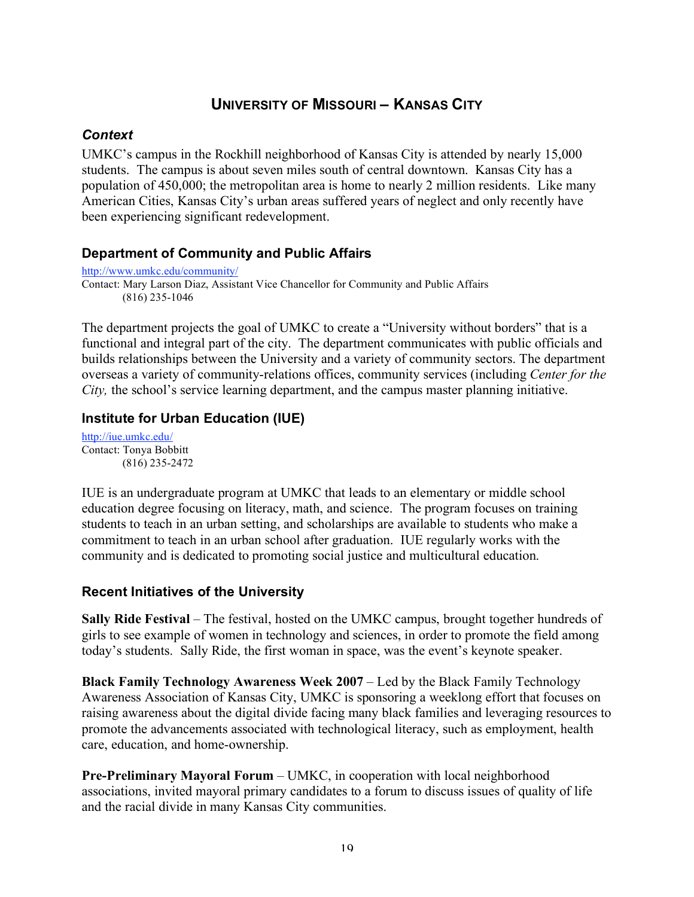# UNIVERSITY OF MISSOURI – KANSAS CITY

### *Context*

UMKC's campus in the Rockhill neighborhood of Kansas City is attended by nearly 15,000 students. The campus is about seven miles south of central downtown. Kansas City has a population of 450,000; the metropolitan area is home to nearly 2 million residents. Like many American Cities, Kansas City's urban areas suffered years of neglect and only recently have been experiencing significant redevelopment.

## Department of Community and Public Affairs

http://www.umkc.edu/community/
Contact: Mary Larson Diaz, Assistant Vice Chancellor for Community and Public Affairs
(816) 235-1046

The department projects the goal of UMKC to create a "University without borders" that is a functional and integral part of the city. The department communicates with public officials and builds relationships between the University and a variety of community sectors. The department overseas a variety of community-relations offices, community services (including *Center for the City,* the school's service learning department, and the campus master planning initiative.

## Institute for Urban Education (IUE)

http://iue.umkc.edu/
Contact: Tonya Bobbitt
(816) 235-2472

IUE is an undergraduate program at UMKC that leads to an elementary or middle school education degree focusing on literacy, math, and science. The program focuses on training students to teach in an urban setting, and scholarships are available to students who make a commitment to teach in an urban school after graduation. IUE regularly works with the community and is dedicated to promoting social justice and multicultural education.

## Recent Initiatives of the University

**Sally Ride Festival** – The festival, hosted on the UMKC campus, brought together hundreds of girls to see example of women in technology and sciences, in order to promote the field among today's students. Sally Ride, the first woman in space, was the event's keynote speaker.

**Black Family Technology Awareness Week 2007** – Led by the Black Family Technology Awareness Association of Kansas City, UMKC is sponsoring a weeklong effort that focuses on raising awareness about the digital divide facing many black families and leveraging resources to promote the advancements associated with technological literacy, such as employment, health care, education, and home-ownership.

**Pre-Preliminary Mayoral Forum** – UMKC, in cooperation with local neighborhood associations, invited mayoral primary candidates to a forum to discuss issues of quality of life and the racial divide in many Kansas City communities.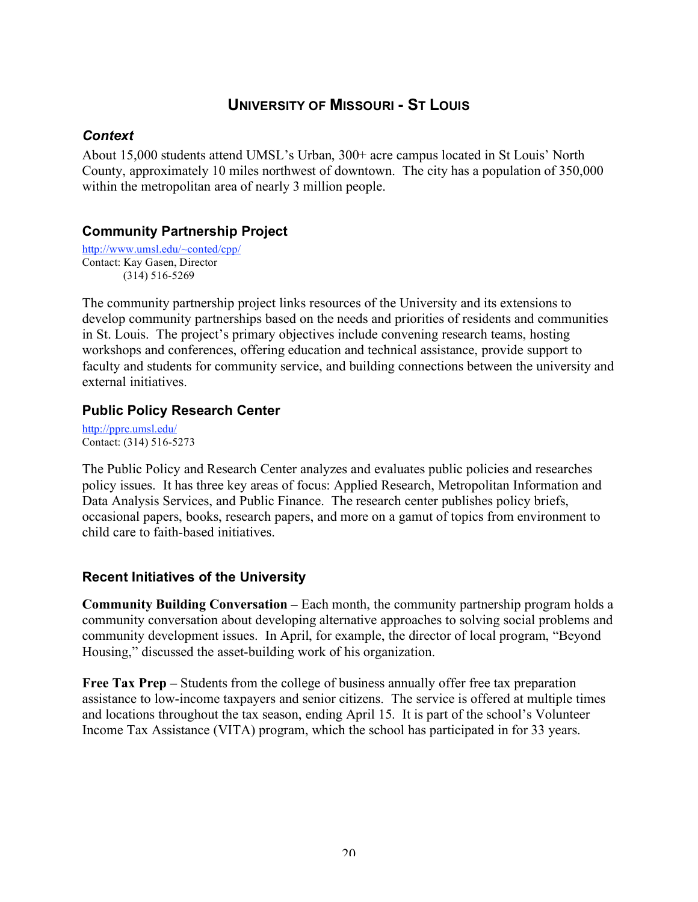## University of Missouri - St Louis

### *Context*

About 15,000 students attend UMSL's Urban, 300+ acre campus located in St Louis' North County, approximately 10 miles northwest of downtown. The city has a population of 350,000 within the metropolitan area of nearly 3 million people.

### Community Partnership Project

http://www.umsl.edu/~conted/cpp/
Contact: Kay Gasen, Director
(314) 516-5269

The community partnership project links resources of the University and its extensions to develop community partnerships based on the needs and priorities of residents and communities in St. Louis. The project's primary objectives include convening research teams, hosting workshops and conferences, offering education and technical assistance, provide support to faculty and students for community service, and building connections between the university and external initiatives.

### Public Policy Research Center

http://pprc.umsl.edu/
Contact: (314) 516-5273

The Public Policy and Research Center analyzes and evaluates public policies and researches policy issues. It has three key areas of focus: Applied Research, Metropolitan Information and Data Analysis Services, and Public Finance. The research center publishes policy briefs, occasional papers, books, research papers, and more on a gamut of topics from environment to child care to faith-based initiatives.

### Recent Initiatives of the University

**Community Building Conversation –** Each month, the community partnership program holds a community conversation about developing alternative approaches to solving social problems and community development issues. In April, for example, the director of local program, "Beyond Housing," discussed the asset-building work of his organization.

**Free Tax Prep –** Students from the college of business annually offer free tax preparation assistance to low-income taxpayers and senior citizens. The service is offered at multiple times and locations throughout the tax season, ending April 15. It is part of the school's Volunteer Income Tax Assistance (VITA) program, which the school has participated in for 33 years.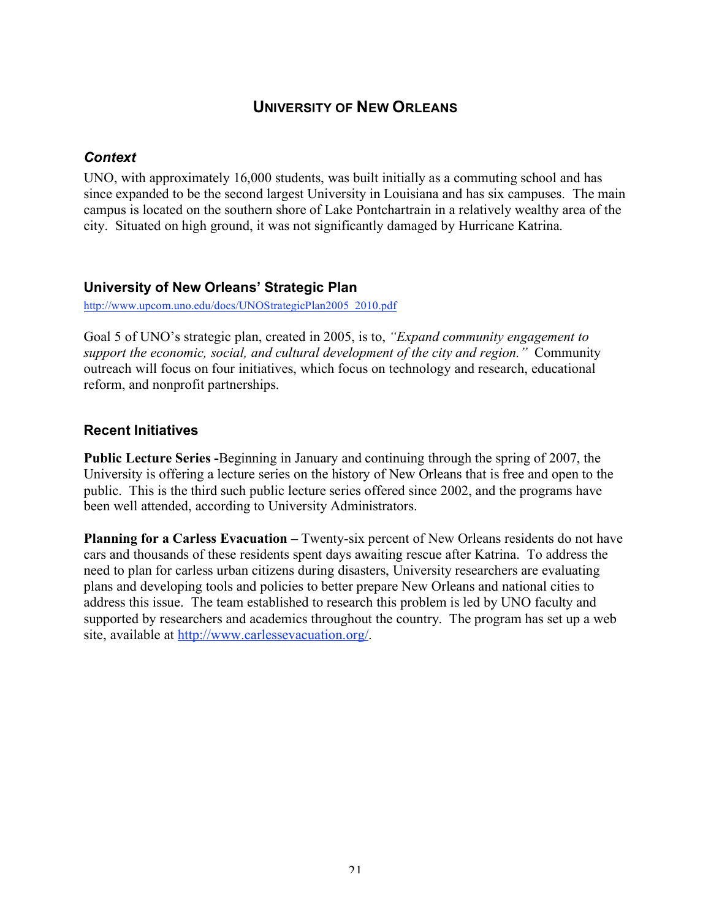# UNIVERSITY OF NEW ORLEANS

### *Context*

UNO, with approximately 16,000 students, was built initially as a commuting school and has since expanded to be the second largest University in Louisiana and has six campuses. The main campus is located on the southern shore of Lake Pontchartrain in a relatively wealthy area of the city. Situated on high ground, it was not significantly damaged by Hurricane Katrina.

## University of New Orleans' Strategic Plan

http://www.upcom.uno.edu/docs/UNOStrategicPlan2005_2010.pdf

Goal 5 of UNO's strategic plan, created in 2005, is to, *"Expand community engagement to support the economic, social, and cultural development of the city and region."* Community outreach will focus on four initiatives, which focus on technology and research, educational reform, and nonprofit partnerships.

## Recent Initiatives

**Public Lecture Series -**Beginning in January and continuing through the spring of 2007, the University is offering a lecture series on the history of New Orleans that is free and open to the public. This is the third such public lecture series offered since 2002, and the programs have been well attended, according to University Administrators.

**Planning for a Carless Evacuation –** Twenty-six percent of New Orleans residents do not have cars and thousands of these residents spent days awaiting rescue after Katrina. To address the need to plan for carless urban citizens during disasters, University researchers are evaluating plans and developing tools and policies to better prepare New Orleans and national cities to address this issue. The team established to research this problem is led by UNO faculty and supported by researchers and academics throughout the country. The program has set up a web site, available at http://www.carlessevacuation.org/.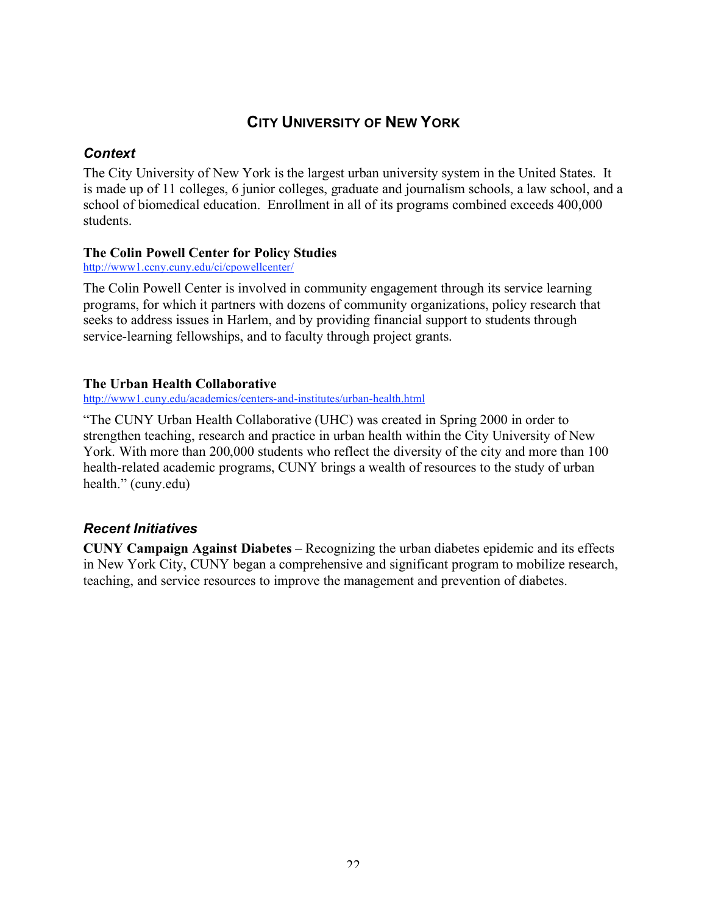# City University of New York

## *Context*

The City University of New York is the largest urban university system in the United States. It is made up of 11 colleges, 6 junior colleges, graduate and journalism schools, a law school, and a school of biomedical education. Enrollment in all of its programs combined exceeds 400,000 students.

### The Colin Powell Center for Policy Studies

http://www1.ccny.cuny.edu/ci/cpowellcenter/

The Colin Powell Center is involved in community engagement through its service learning programs, for which it partners with dozens of community organizations, policy research that seeks to address issues in Harlem, and by providing financial support to students through service-learning fellowships, and to faculty through project grants.

### The Urban Health Collaborative

http://www1.cuny.edu/academics/centers-and-institutes/urban-health.html

"The CUNY Urban Health Collaborative (UHC) was created in Spring 2000 in order to strengthen teaching, research and practice in urban health within the City University of New York. With more than 200,000 students who reflect the diversity of the city and more than 100 health-related academic programs, CUNY brings a wealth of resources to the study of urban health." (cuny.edu)

## *Recent Initiatives*

**CUNY Campaign Against Diabetes** – Recognizing the urban diabetes epidemic and its effects in New York City, CUNY began a comprehensive and significant program to mobilize research, teaching, and service resources to improve the management and prevention of diabetes.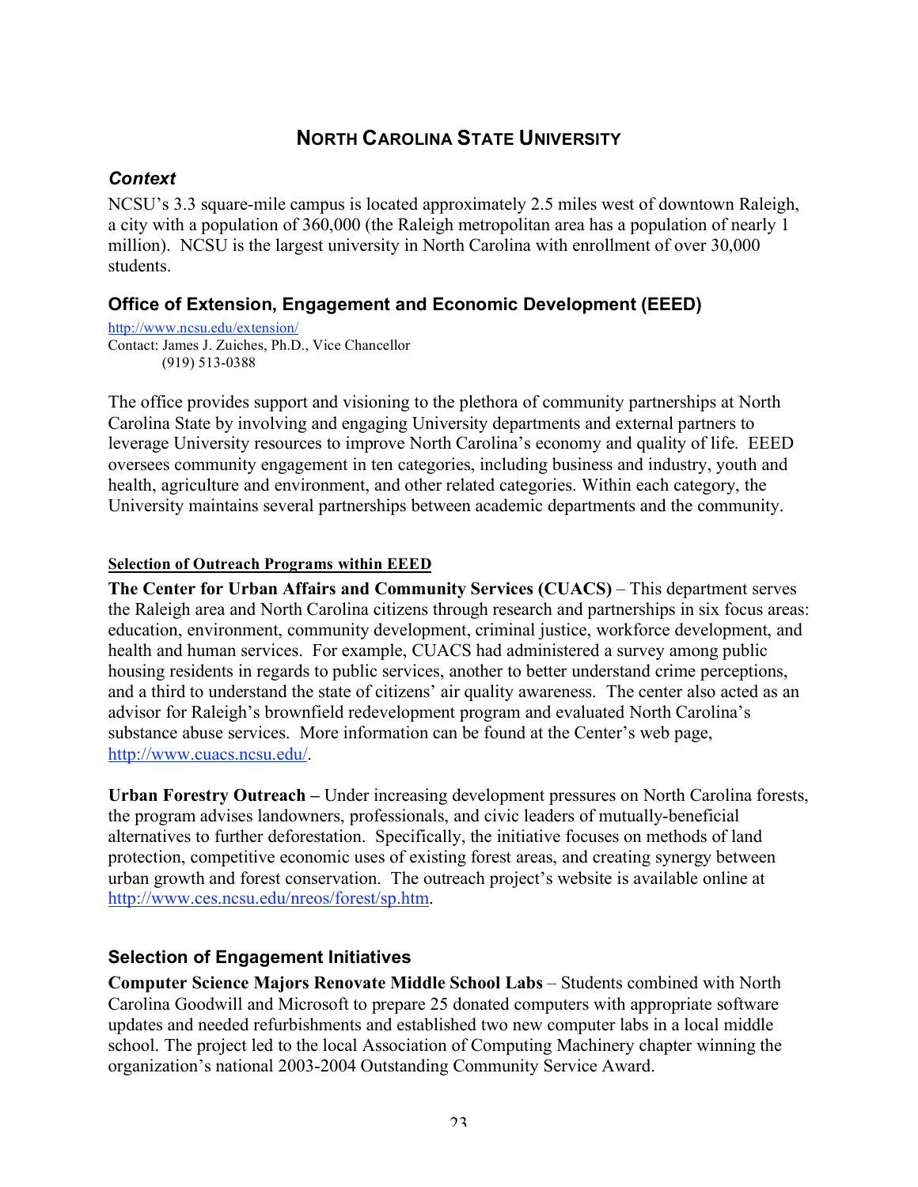# NORTH CAROLINA STATE UNIVERSITY

### *Context*

NCSU's 3.3 square-mile campus is located approximately 2.5 miles west of downtown Raleigh, a city with a population of 360,000 (the Raleigh metropolitan area has a population of nearly 1 million). NCSU is the largest university in North Carolina with enrollment of over 30,000 students.

### Office of Extension, Engagement and Economic Development (EEED)

http://www.ncsu.edu/extension/
Contact: James J. Zuiches, Ph.D., Vice Chancellor
(919) 513-0388

The office provides support and visioning to the plethora of community partnerships at North Carolina State by involving and engaging University departments and external partners to leverage University resources to improve North Carolina's economy and quality of life. EEED oversees community engagement in ten categories, including business and industry, youth and health, agriculture and environment, and other related categories. Within each category, the University maintains several partnerships between academic departments and the community.

**Selection of Outreach Programs within EEED**

**The Center for Urban Affairs and Community Services (CUACS)** – This department serves the Raleigh area and North Carolina citizens through research and partnerships in six focus areas: education, environment, community development, criminal justice, workforce development, and health and human services. For example, CUACS had administered a survey among public housing residents in regards to public services, another to better understand crime perceptions, and a third to understand the state of citizens' air quality awareness. The center also acted as an advisor for Raleigh's brownfield redevelopment program and evaluated North Carolina's substance abuse services. More information can be found at the Center's web page, http://www.cuacs.ncsu.edu/.

**Urban Forestry Outreach –** Under increasing development pressures on North Carolina forests, the program advises landowners, professionals, and civic leaders of mutually-beneficial alternatives to further deforestation. Specifically, the initiative focuses on methods of land protection, competitive economic uses of existing forest areas, and creating synergy between urban growth and forest conservation. The outreach project's website is available online at http://www.ces.ncsu.edu/nreos/forest/sp.htm.

### Selection of Engagement Initiatives

**Computer Science Majors Renovate Middle School Labs** – Students combined with North Carolina Goodwill and Microsoft to prepare 25 donated computers with appropriate software updates and needed refurbishments and established two new computer labs in a local middle school. The project led to the local Association of Computing Machinery chapter winning the organization's national 2003-2004 Outstanding Community Service Award.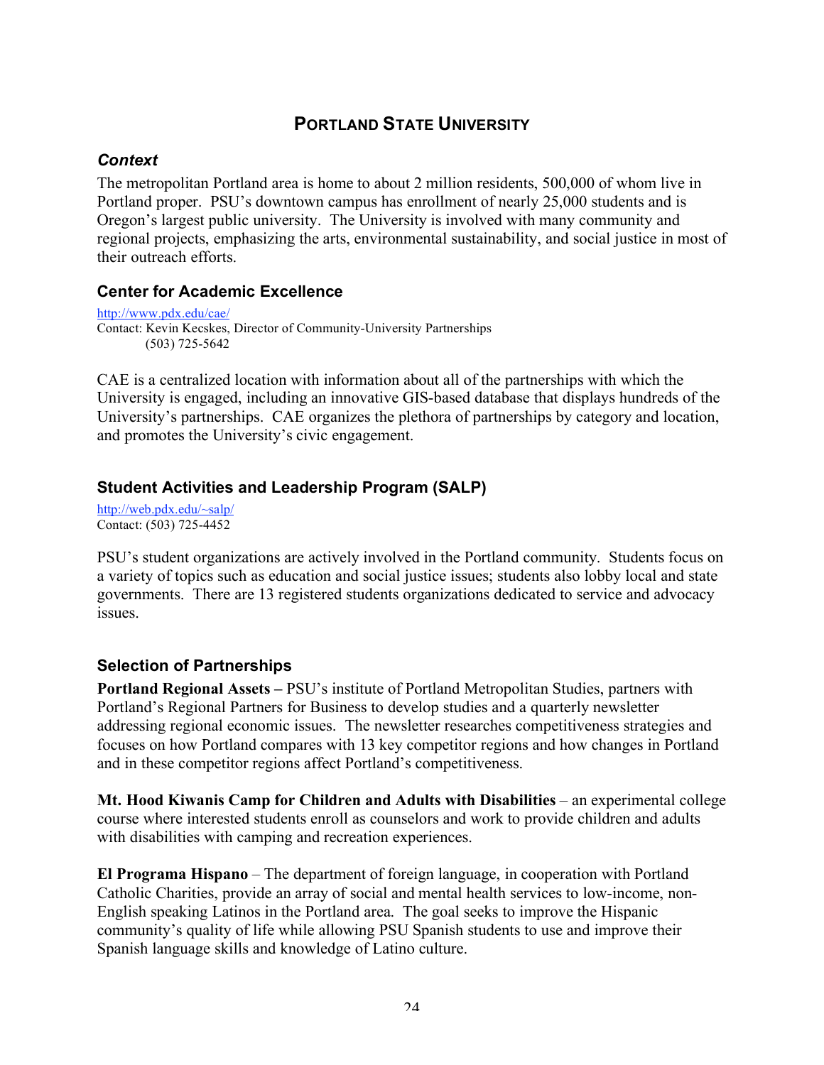# Portland State University

### *Context*

The metropolitan Portland area is home to about 2 million residents, 500,000 of whom live in Portland proper. PSU's downtown campus has enrollment of nearly 25,000 students and is Oregon's largest public university. The University is involved with many community and regional projects, emphasizing the arts, environmental sustainability, and social justice in most of their outreach efforts.

### Center for Academic Excellence

http://www.pdx.edu/cae/
Contact: Kevin Kecskes, Director of Community-University Partnerships
(503) 725-5642

CAE is a centralized location with information about all of the partnerships with which the University is engaged, including an innovative GIS-based database that displays hundreds of the University's partnerships. CAE organizes the plethora of partnerships by category and location, and promotes the University's civic engagement.

### Student Activities and Leadership Program (SALP)

http://web.pdx.edu/~salp/
Contact: (503) 725-4452

PSU's student organizations are actively involved in the Portland community. Students focus on a variety of topics such as education and social justice issues; students also lobby local and state governments. There are 13 registered students organizations dedicated to service and advocacy issues.

### Selection of Partnerships

**Portland Regional Assets –** PSU's institute of Portland Metropolitan Studies, partners with Portland's Regional Partners for Business to develop studies and a quarterly newsletter addressing regional economic issues. The newsletter researches competitiveness strategies and focuses on how Portland compares with 13 key competitor regions and how changes in Portland and in these competitor regions affect Portland's competitiveness.

**Mt. Hood Kiwanis Camp for Children and Adults with Disabilities** – an experimental college course where interested students enroll as counselors and work to provide children and adults with disabilities with camping and recreation experiences.

**El Programa Hispano** – The department of foreign language, in cooperation with Portland Catholic Charities, provide an array of social and mental health services to low-income, non-English speaking Latinos in the Portland area. The goal seeks to improve the Hispanic community's quality of life while allowing PSU Spanish students to use and improve their Spanish language skills and knowledge of Latino culture.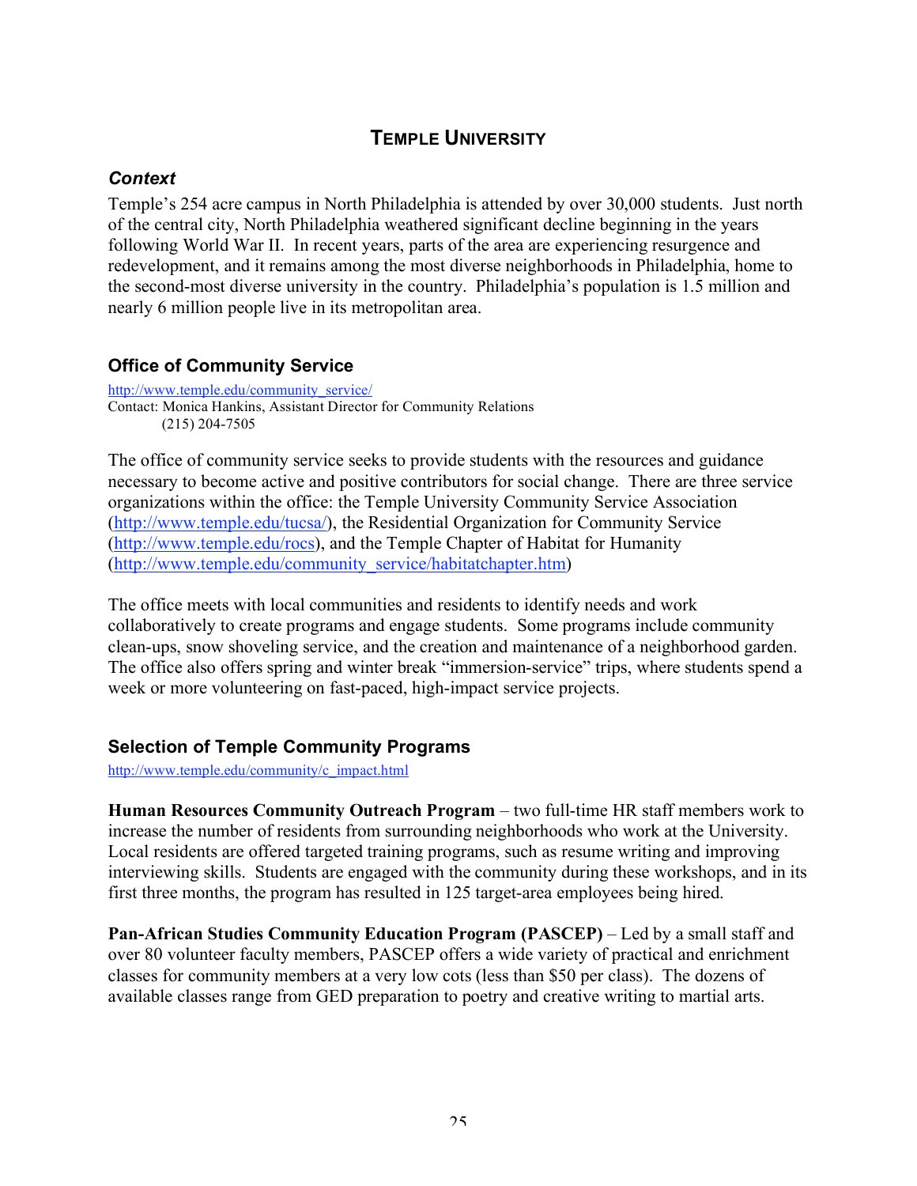## TEMPLE UNIVERSITY

### *Context*

Temple's 254 acre campus in North Philadelphia is attended by over 30,000 students. Just north of the central city, North Philadelphia weathered significant decline beginning in the years following World War II. In recent years, parts of the area are experiencing resurgence and redevelopment, and it remains among the most diverse neighborhoods in Philadelphia, home to the second-most diverse university in the country. Philadelphia's population is 1.5 million and nearly 6 million people live in its metropolitan area.

### Office of Community Service

http://www.temple.edu/community_service/
Contact: Monica Hankins, Assistant Director for Community Relations
(215) 204-7505

The office of community service seeks to provide students with the resources and guidance necessary to become active and positive contributors for social change. There are three service organizations within the office: the Temple University Community Service Association (http://www.temple.edu/tucsa/), the Residential Organization for Community Service (http://www.temple.edu/rocs), and the Temple Chapter of Habitat for Humanity (http://www.temple.edu/community_service/habitatchapter.htm)

The office meets with local communities and residents to identify needs and work collaboratively to create programs and engage students. Some programs include community clean-ups, snow shoveling service, and the creation and maintenance of a neighborhood garden. The office also offers spring and winter break "immersion-service" trips, where students spend a week or more volunteering on fast-paced, high-impact service projects.

### Selection of Temple Community Programs

http://www.temple.edu/community/c_impact.html

**Human Resources Community Outreach Program** – two full-time HR staff members work to increase the number of residents from surrounding neighborhoods who work at the University. Local residents are offered targeted training programs, such as resume writing and improving interviewing skills. Students are engaged with the community during these workshops, and in its first three months, the program has resulted in 125 target-area employees being hired.

**Pan-African Studies Community Education Program (PASCEP)** – Led by a small staff and over 80 volunteer faculty members, PASCEP offers a wide variety of practical and enrichment classes for community members at a very low cots (less than $50 per class). The dozens of available classes range from GED preparation to poetry and creative writing to martial arts.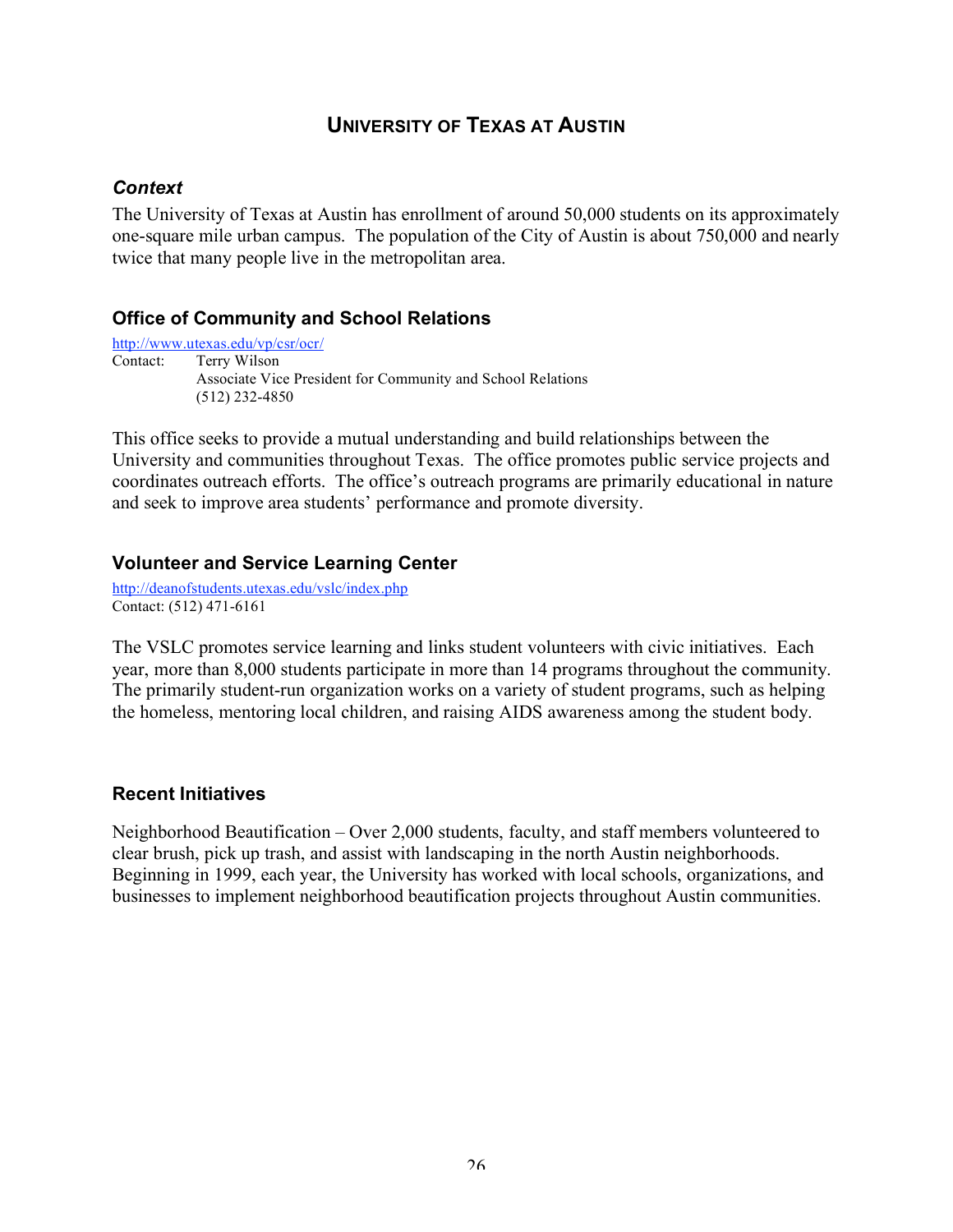# University of Texas at Austin

### *Context*

The University of Texas at Austin has enrollment of around 50,000 students on its approximately one-square mile urban campus. The population of the City of Austin is about 750,000 and nearly twice that many people live in the metropolitan area.

### Office of Community and School Relations

http://www.utexas.edu/vp/csr/ocr/
Contact: Terry Wilson
Associate Vice President for Community and School Relations
(512) 232-4850

This office seeks to provide a mutual understanding and build relationships between the University and communities throughout Texas. The office promotes public service projects and coordinates outreach efforts. The office's outreach programs are primarily educational in nature and seek to improve area students' performance and promote diversity.

### Volunteer and Service Learning Center

http://deanofstudents.utexas.edu/vslc/index.php
Contact: (512) 471-6161

The VSLC promotes service learning and links student volunteers with civic initiatives. Each year, more than 8,000 students participate in more than 14 programs throughout the community. The primarily student-run organization works on a variety of student programs, such as helping the homeless, mentoring local children, and raising AIDS awareness among the student body.

### Recent Initiatives

Neighborhood Beautification – Over 2,000 students, faculty, and staff members volunteered to clear brush, pick up trash, and assist with landscaping in the north Austin neighborhoods. Beginning in 1999, each year, the University has worked with local schools, organizations, and businesses to implement neighborhood beautification projects throughout Austin communities.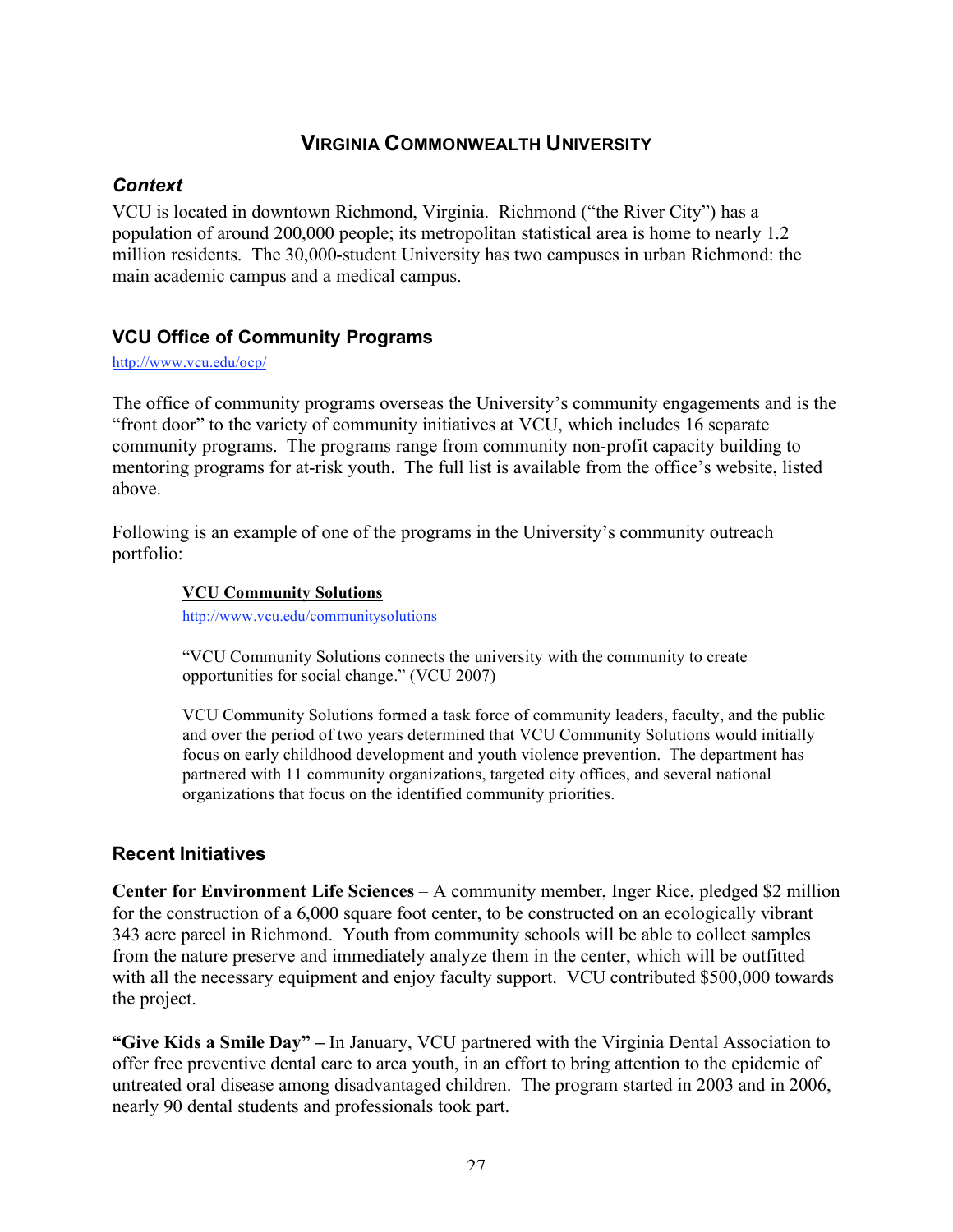# Virginia Commonwealth University

### *Context*

VCU is located in downtown Richmond, Virginia. Richmond ("the River City") has a population of around 200,000 people; its metropolitan statistical area is home to nearly 1.2 million residents. The 30,000-student University has two campuses in urban Richmond: the main academic campus and a medical campus.

### VCU Office of Community Programs

http://www.vcu.edu/ocp/

The office of community programs overseas the University's community engagements and is the "front door" to the variety of community initiatives at VCU, which includes 16 separate community programs. The programs range from community non-profit capacity building to mentoring programs for at-risk youth. The full list is available from the office's website, listed above.

Following is an example of one of the programs in the University's community outreach portfolio:

> **VCU Community Solutions**
>
> http://www.vcu.edu/communitysolutions
>
> "VCU Community Solutions connects the university with the community to create opportunities for social change." (VCU 2007)
>
> VCU Community Solutions formed a task force of community leaders, faculty, and the public and over the period of two years determined that VCU Community Solutions would initially focus on early childhood development and youth violence prevention. The department has partnered with 11 community organizations, targeted city offices, and several national organizations that focus on the identified community priorities.

### Recent Initiatives

**Center for Environment Life Sciences** – A community member, Inger Rice, pledged $2 million for the construction of a 6,000 square foot center, to be constructed on an ecologically vibrant 343 acre parcel in Richmond. Youth from community schools will be able to collect samples from the nature preserve and immediately analyze them in the center, which will be outfitted with all the necessary equipment and enjoy faculty support. VCU contributed $500,000 towards the project.

**"Give Kids a Smile Day" –** In January, VCU partnered with the Virginia Dental Association to offer free preventive dental care to area youth, in an effort to bring attention to the epidemic of untreated oral disease among disadvantaged children. The program started in 2003 and in 2006, nearly 90 dental students and professionals took part.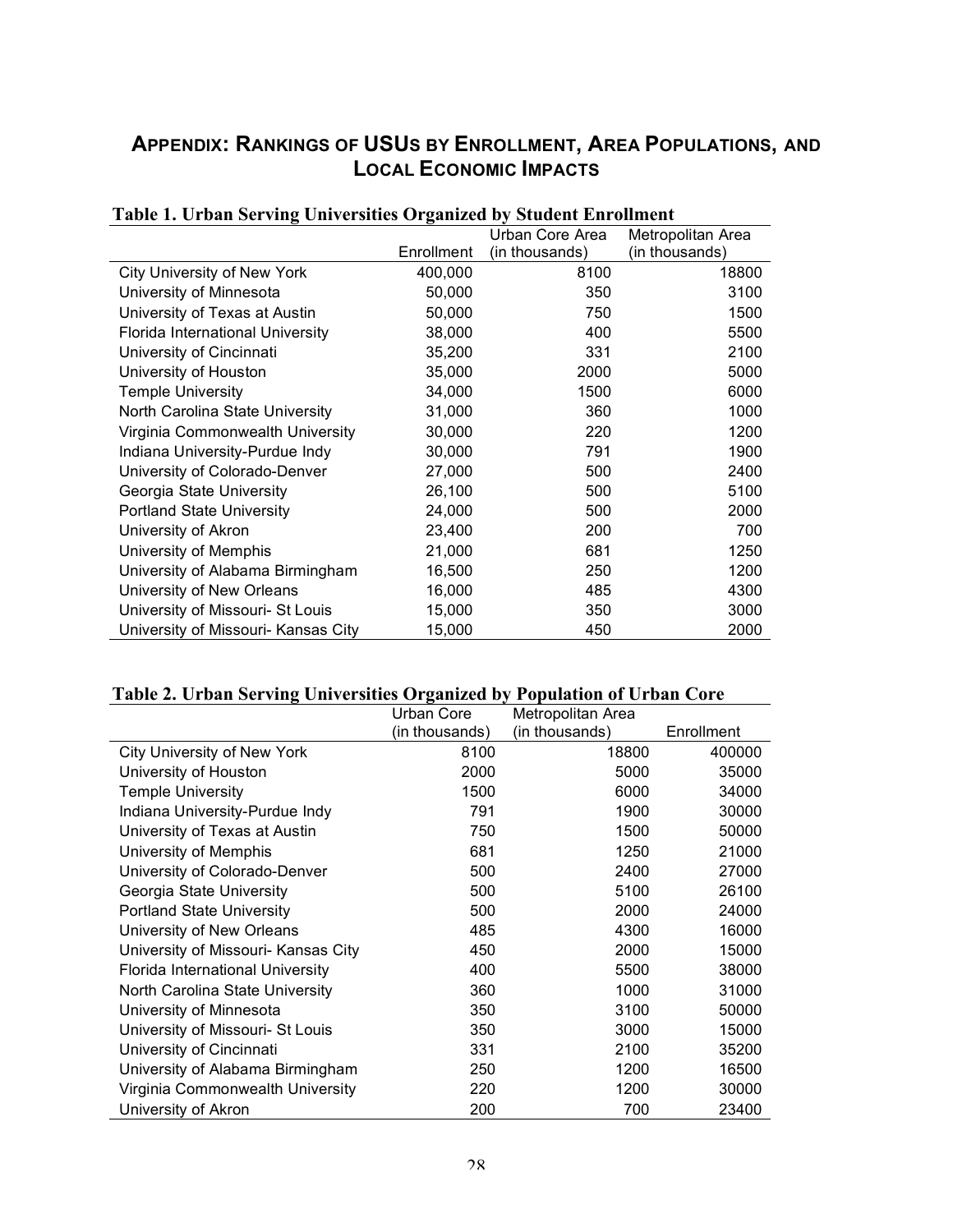## Appendix: Rankings of USUs by Enrollment, Area Populations, and Local Economic Impacts

**Table 1. Urban Serving Universities Organized by Student Enrollment**

| | Enrollment | Urban Core Area (in thousands) | Metropolitan Area (in thousands) |
|---|---|---|---|
| City University of New York | 400,000 | 8100 | 18800 |
| University of Minnesota | 50,000 | 350 | 3100 |
| University of Texas at Austin | 50,000 | 750 | 1500 |
| Florida International University | 38,000 | 400 | 5500 |
| University of Cincinnati | 35,200 | 331 | 2100 |
| University of Houston | 35,000 | 2000 | 5000 |
| Temple University | 34,000 | 1500 | 6000 |
| North Carolina State University | 31,000 | 360 | 1000 |
| Virginia Commonwealth University | 30,000 | 220 | 1200 |
| Indiana University-Purdue Indy | 30,000 | 791 | 1900 |
| University of Colorado-Denver | 27,000 | 500 | 2400 |
| Georgia State University | 26,100 | 500 | 5100 |
| Portland State University | 24,000 | 500 | 2000 |
| University of Akron | 23,400 | 200 | 700 |
| University of Memphis | 21,000 | 681 | 1250 |
| University of Alabama Birmingham | 16,500 | 250 | 1200 |
| University of New Orleans | 16,000 | 485 | 4300 |
| University of Missouri- St Louis | 15,000 | 350 | 3000 |
| University of Missouri- Kansas City | 15,000 | 450 | 2000 |

**Table 2. Urban Serving Universities Organized by Population of Urban Core**

| | Urban Core (in thousands) | Metropolitan Area (in thousands) | Enrollment |
|---|---|---|---|
| City University of New York | 8100 | 18800 | 400000 |
| University of Houston | 2000 | 5000 | 35000 |
| Temple University | 1500 | 6000 | 34000 |
| Indiana University-Purdue Indy | 791 | 1900 | 30000 |
| University of Texas at Austin | 750 | 1500 | 50000 |
| University of Memphis | 681 | 1250 | 21000 |
| University of Colorado-Denver | 500 | 2400 | 27000 |
| Georgia State University | 500 | 5100 | 26100 |
| Portland State University | 500 | 2000 | 24000 |
| University of New Orleans | 485 | 4300 | 16000 |
| University of Missouri- Kansas City | 450 | 2000 | 15000 |
| Florida International University | 400 | 5500 | 38000 |
| North Carolina State University | 360 | 1000 | 31000 |
| University of Minnesota | 350 | 3100 | 50000 |
| University of Missouri- St Louis | 350 | 3000 | 15000 |
| University of Cincinnati | 331 | 2100 | 35200 |
| University of Alabama Birmingham | 250 | 1200 | 16500 |
| Virginia Commonwealth University | 220 | 1200 | 30000 |
| University of Akron | 200 | 700 | 23400 |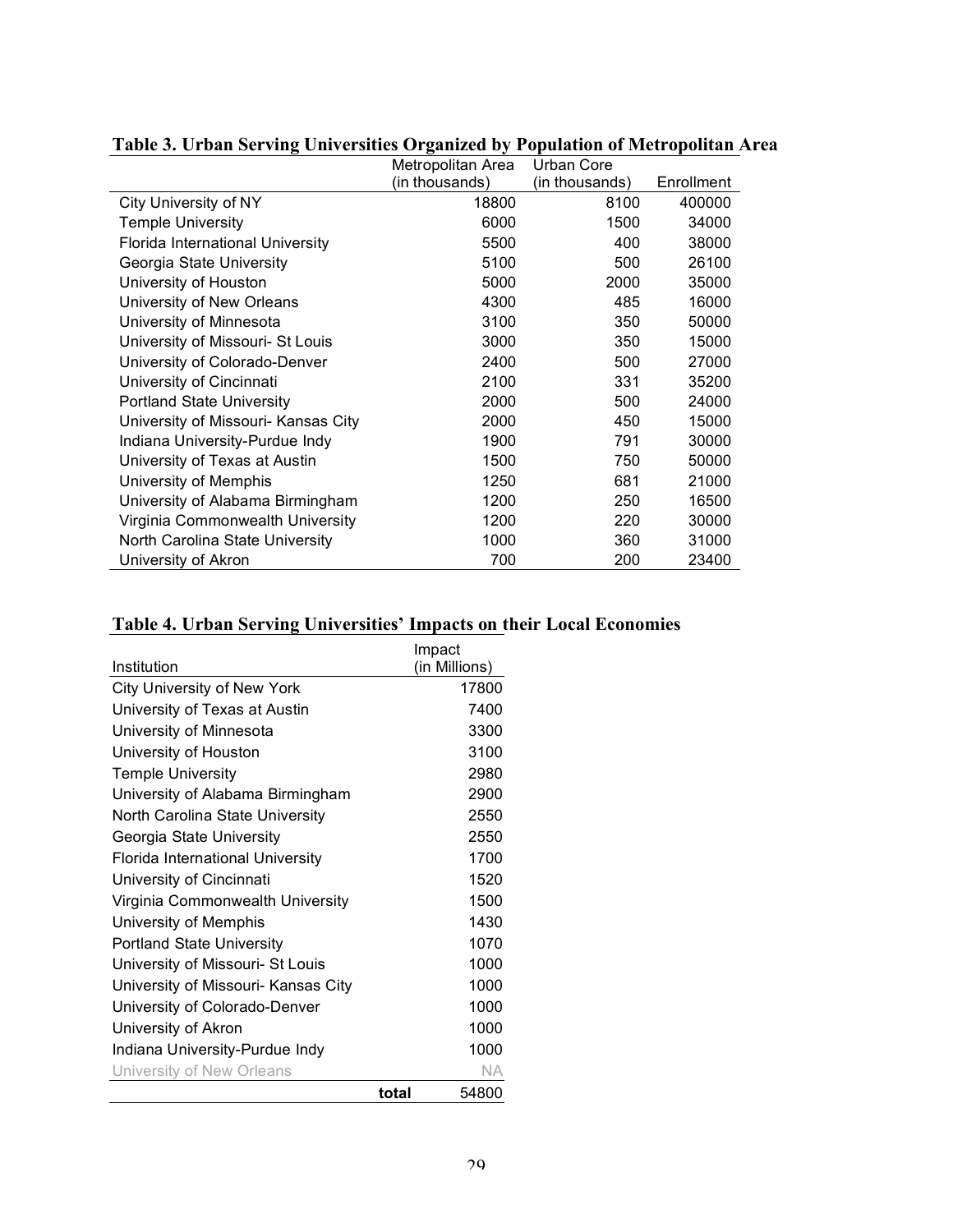## Table 3. Urban Serving Universities Organized by Population of Metropolitan Area

| | Metropolitan Area (in thousands) | Urban Core (in thousands) | Enrollment |
|---|---|---|---|
| City University of NY | 18800 | 8100 | 400000 |
| Temple University | 6000 | 1500 | 34000 |
| Florida International University | 5500 | 400 | 38000 |
| Georgia State University | 5100 | 500 | 26100 |
| University of Houston | 5000 | 2000 | 35000 |
| University of New Orleans | 4300 | 485 | 16000 |
| University of Minnesota | 3100 | 350 | 50000 |
| University of Missouri- St Louis | 3000 | 350 | 15000 |
| University of Colorado-Denver | 2400 | 500 | 27000 |
| University of Cincinnati | 2100 | 331 | 35200 |
| Portland State University | 2000 | 500 | 24000 |
| University of Missouri- Kansas City | 2000 | 450 | 15000 |
| Indiana University-Purdue Indy | 1900 | 791 | 30000 |
| University of Texas at Austin | 1500 | 750 | 50000 |
| University of Memphis | 1250 | 681 | 21000 |
| University of Alabama Birmingham | 1200 | 250 | 16500 |
| Virginia Commonwealth University | 1200 | 220 | 30000 |
| North Carolina State University | 1000 | 360 | 31000 |
| University of Akron | 700 | 200 | 23400 |

## Table 4. Urban Serving Universities' Impacts on their Local Economies

| Institution | Impact (in Millions) |
|---|---|
| City University of New York | 17800 |
| University of Texas at Austin | 7400 |
| University of Minnesota | 3300 |
| University of Houston | 3100 |
| Temple University | 2980 |
| University of Alabama Birmingham | 2900 |
| North Carolina State University | 2550 |
| Georgia State University | 2550 |
| Florida International University | 1700 |
| University of Cincinnati | 1520 |
| Virginia Commonwealth University | 1500 |
| University of Memphis | 1430 |
| Portland State University | 1070 |
| University of Missouri- St Louis | 1000 |
| University of Missouri- Kansas City | 1000 |
| University of Colorado-Denver | 1000 |
| University of Akron | 1000 |
| Indiana University-Purdue Indy | 1000 |
| University of New Orleans | NA |
| total | 54800 |